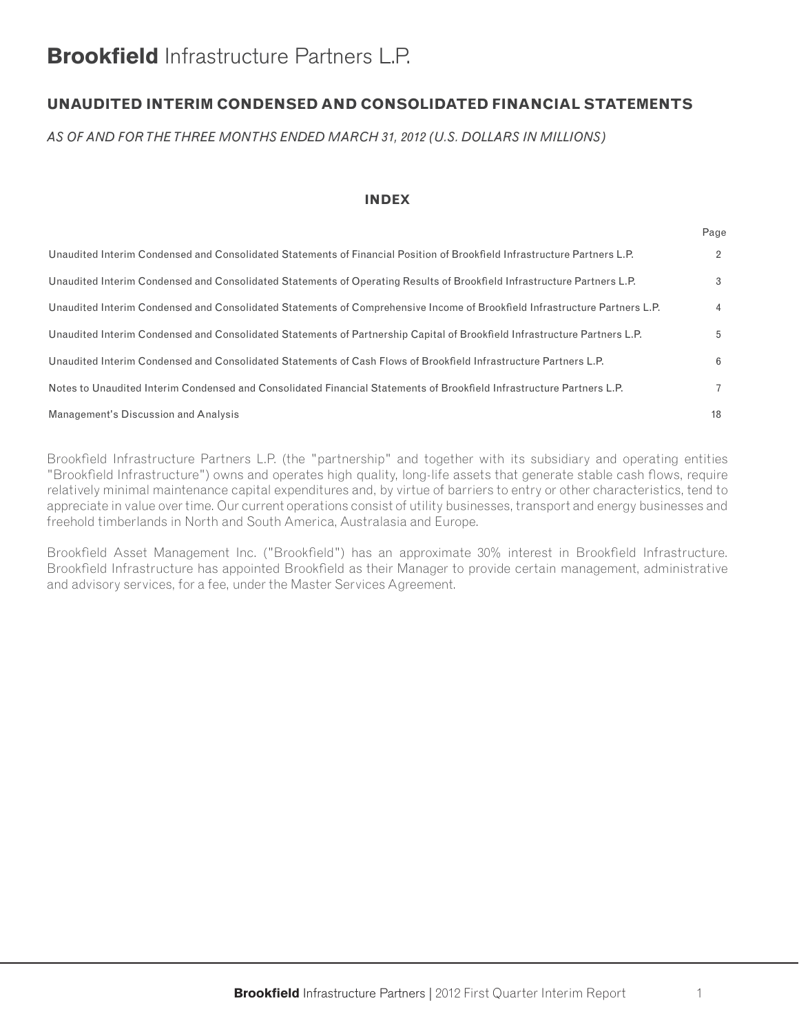# **Brookfield** Infrastructure Partners L.P.

## UNAUDITED INTERIM CONDENSED AND CONSOLIDATED FINANCIAL STATEMENTS

*AS OF AND FOR THE THREE MONTHS ENDED MARCH 31, 2012 (U.S. DOLLARS IN MILLIONS)*

### INDEX

| | Page |
|---|---|
| Unaudited Interim Condensed and Consolidated Statements of Financial Position of Brookfield Infrastructure Partners L.P. | 2 |
| Unaudited Interim Condensed and Consolidated Statements of Operating Results of Brookfield Infrastructure Partners L.P. | 3 |
| Unaudited Interim Condensed and Consolidated Statements of Comprehensive Income of Brookfield Infrastructure Partners L.P. | 4 |
| Unaudited Interim Condensed and Consolidated Statements of Partnership Capital of Brookfield Infrastructure Partners L.P. | 5 |
| Unaudited Interim Condensed and Consolidated Statements of Cash Flows of Brookfield Infrastructure Partners L.P. | 6 |
| Notes to Unaudited Interim Condensed and Consolidated Financial Statements of Brookfield Infrastructure Partners L.P. | 7 |
| Management's Discussion and Analysis | 18 |

Brookfield Infrastructure Partners L.P. (the "partnership" and together with its subsidiary and operating entities "Brookfield Infrastructure") owns and operates high quality, long-life assets that generate stable cash flows, require relatively minimal maintenance capital expenditures and, by virtue of barriers to entry or other characteristics, tend to appreciate in value over time. Our current operations consist of utility businesses, transport and energy businesses and freehold timberlands in North and South America, Australasia and Europe.

Brookfield Asset Management Inc. ("Brookfield") has an approximate 30% interest in Brookfield Infrastructure. Brookfield Infrastructure has appointed Brookfield as their Manager to provide certain management, administrative and advisory services, for a fee, under the Master Services Agreement.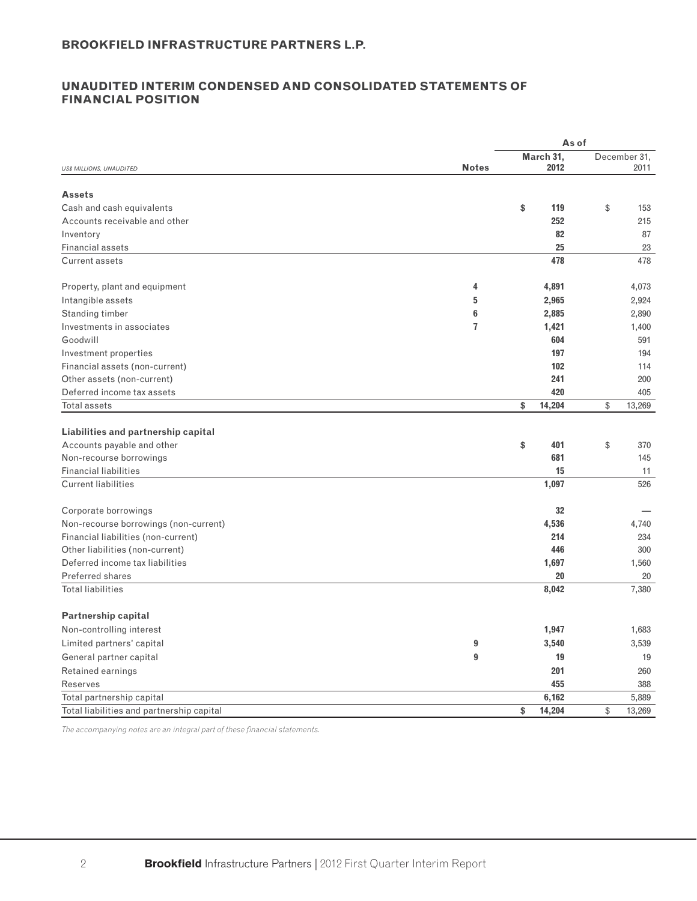**BROOKFIELD INFRASTRUCTURE PARTNERS L.P.**

## UNAUDITED INTERIM CONDENSED AND CONSOLIDATED STATEMENTS OF FINANCIAL POSITION

| *US$ MILLIONS, UNAUDITED* | Notes | As of March 31, 2012 | As of December 31, 2011 |
|---|---|---|---|
| **Assets** | | | |
| Cash and cash equivalents | | **$ 119** | $ 153 |
| Accounts receivable and other | | **252** | 215 |
| Inventory | | **82** | 87 |
| Financial assets | | **25** | 23 |
| Current assets | | **478** | 478 |
| Property, plant and equipment | 4 | **4,891** | 4,073 |
| Intangible assets | 5 | **2,965** | 2,924 |
| Standing timber | 6 | **2,885** | 2,890 |
| Investments in associates | 7 | **1,421** | 1,400 |
| Goodwill | | **604** | 591 |
| Investment properties | | **197** | 194 |
| Financial assets (non-current) | | **102** | 114 |
| Other assets (non-current) | | **241** | 200 |
| Deferred income tax assets | | **420** | 405 |
| Total assets | | **$ 14,204** | $ 13,269 |
| **Liabilities and partnership capital** | | | |
| Accounts payable and other | | **$ 401** | $ 370 |
| Non-recourse borrowings | | **681** | 145 |
| Financial liabilities | | **15** | 11 |
| Current liabilities | | **1,097** | 526 |
| Corporate borrowings | | **32** | — |
| Non-recourse borrowings (non-current) | | **4,536** | 4,740 |
| Financial liabilities (non-current) | | **214** | 234 |
| Other liabilities (non-current) | | **446** | 300 |
| Deferred income tax liabilities | | **1,697** | 1,560 |
| Preferred shares | | **20** | 20 |
| Total liabilities | | **8,042** | 7,380 |
| **Partnership capital** | | | |
| Non-controlling interest | | **1,947** | 1,683 |
| Limited partners' capital | 9 | **3,540** | 3,539 |
| General partner capital | 9 | **19** | 19 |
| Retained earnings | | **201** | 260 |
| Reserves | | **455** | 388 |
| Total partnership capital | | **6,162** | 5,889 |
| Total liabilities and partnership capital | | **$ 14,204** | $ 13,269 |

*The accompanying notes are an integral part of these financial statements.*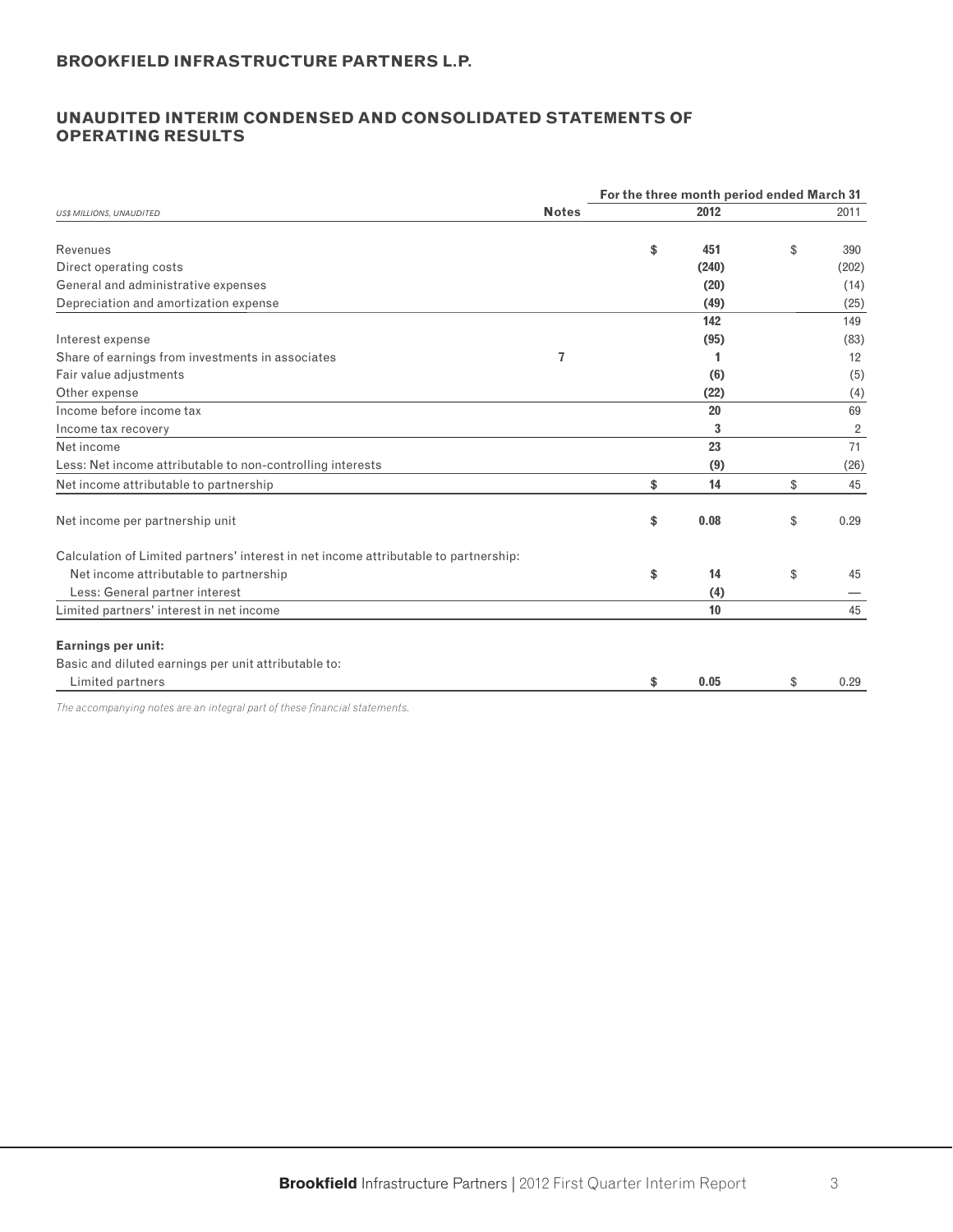## BROOKFIELD INFRASTRUCTURE PARTNERS L.P.

## UNAUDITED INTERIM CONDENSED AND CONSOLIDATED STATEMENTS OF OPERATING RESULTS

| | | For the three month period ended March 31 | |
|---|---|---|---|
| *US$ MILLIONS, UNAUDITED* | **Notes** | **2012** | 2011 |
| Revenues | | **$ 451** | $ 390 |
| Direct operating costs | | **(240)** | (202) |
| General and administrative expenses | | **(20)** | (14) |
| Depreciation and amortization expense | | **(49)** | (25) |
| | | **142** | 149 |
| Interest expense | | **(95)** | (83) |
| Share of earnings from investments in associates | 7 | **1** | 12 |
| Fair value adjustments | | **(6)** | (5) |
| Other expense | | **(22)** | (4) |
| Income before income tax | | **20** | 69 |
| Income tax recovery | | **3** | 2 |
| Net income | | **23** | 71 |
| Less: Net income attributable to non-controlling interests | | **(9)** | (26) |
| Net income attributable to partnership | | **$ 14** | $ 45 |
| Net income per partnership unit | | **$ 0.08** | $ 0.29 |
| Calculation of Limited partners' interest in net income attributable to partnership: | | | |
| Net income attributable to partnership | | **$ 14** | $ 45 |
| Less: General partner interest | | **(4)** | — |
| Limited partners' interest in net income | | **10** | 45 |
| **Earnings per unit:** | | | |
| Basic and diluted earnings per unit attributable to: | | | |
| Limited partners | | **$ 0.05** | $ 0.29 |

*The accompanying notes are an integral part of these financial statements.*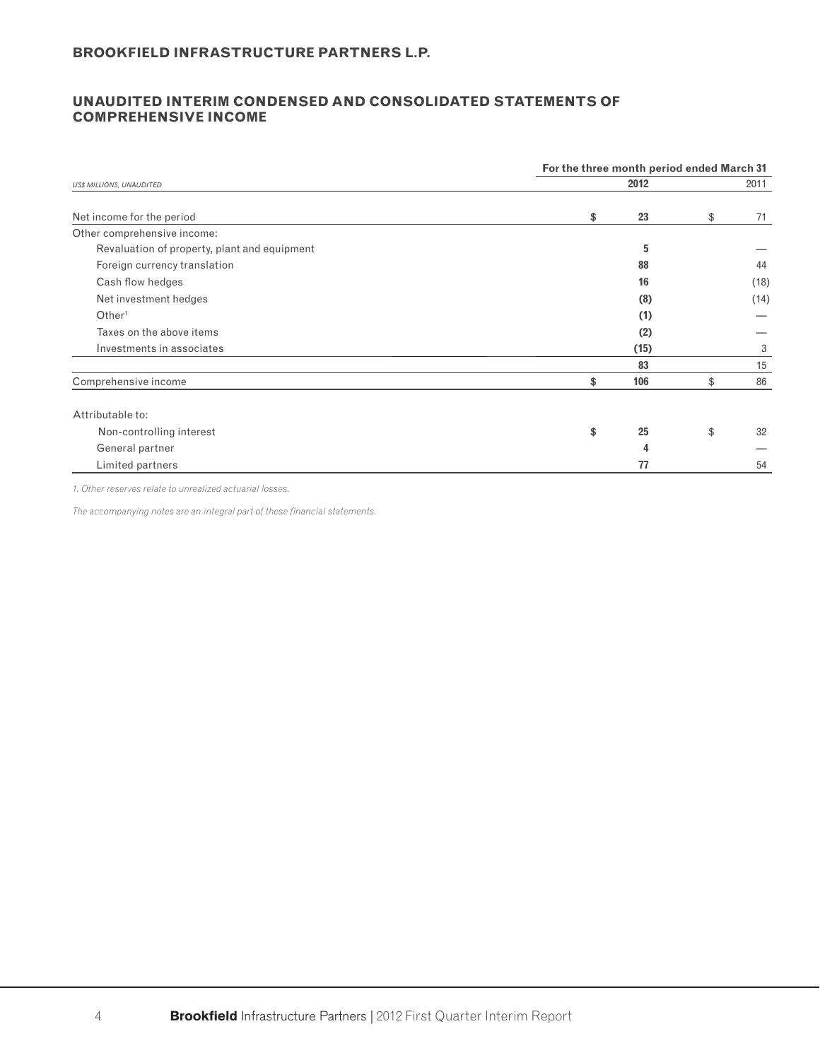**BROOKFIELD INFRASTRUCTURE PARTNERS L.P.**

## UNAUDITED INTERIM CONDENSED AND CONSOLIDATED STATEMENTS OF COMPREHENSIVE INCOME

| *US$ MILLIONS, UNAUDITED* | For the three month period ended March 31 | |
|---|---|---|
| | **2012** | 2011 |
| Net income for the period | **$ 23** | $ 71 |
| Other comprehensive income: | | |
| Revaluation of property, plant and equipment | **5** | — |
| Foreign currency translation | **88** | 44 |
| Cash flow hedges | **16** | (18) |
| Net investment hedges | **(8)** | (14) |
| Other[1] | **(1)** | — |
| Taxes on the above items | **(2)** | — |
| Investments in associates | **(15)** | 3 |
| | **83** | 15 |
| Comprehensive income | **$ 106** | $ 86 |
| Attributable to: | | |
| Non-controlling interest | **$ 25** | $ 32 |
| General partner | **4** | — |
| Limited partners | **77** | 54 |

*1. Other reserves relate to unrealized actuarial losses.*

*The accompanying notes are an integral part of these financial statements.*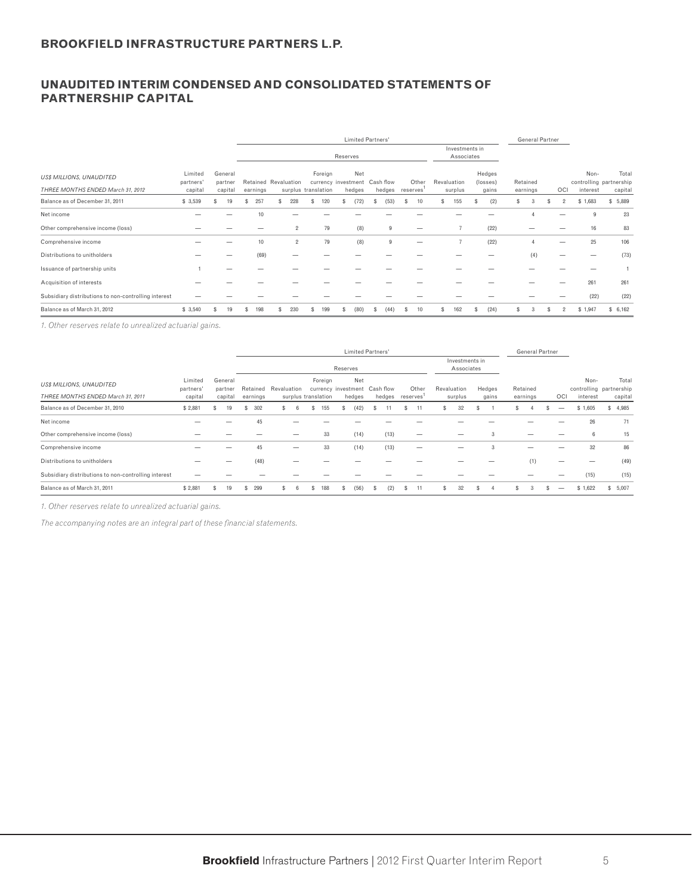## BROOKFIELD INFRASTRUCTURE PARTNERS L.P.

## UNAUDITED INTERIM CONDENSED AND CONSOLIDATED STATEMENTS OF PARTNERSHIP CAPITAL

| | | | Limited Partners' | | | | | | | | | General Partner | | | |
|---|---|---|---|---|---|---|---|---|---|---|---|---|---|---|---|
| | | | Reserves | | | | | | Investments in Associates | | | | | | |
| US$ MILLIONS, UNAUDITED<br>THREE MONTHS ENDED March 31, 2012 | Limited partners' capital | General partner capital | Retained earnings | Revaluation surplus | Foreign currency translation | Net investment hedges | Cash flow hedges | Other reserves[1] | Revaluation surplus | Hedges (losses) gains | Retained earnings | OCI | Non-controlling interest | Total partnership capital |
| Balance as of December 31, 2011 | $ 3,539 | $ 19 | $ 257 | $ 228 | $ 120 | $ (72) | $ (53) | $ 10 | $ 155 | $ (2) | $ 3 | $ 2 | $ 1,683 | $ 5,889 |
| Net income | — | — | 10 | — | — | — | — | — | — | — | 4 | — | 9 | 23 |
| Other comprehensive income (loss) | — | — | — | 2 | 79 | (8) | 9 | — | 7 | (22) | — | — | 16 | 83 |
| Comprehensive income | — | — | 10 | 2 | 79 | (8) | 9 | — | 7 | (22) | 4 | — | 25 | 106 |
| Distributions to unitholders | — | — | (69) | — | — | — | — | — | — | — | (4) | — | — | (73) |
| Issuance of partnership units | 1 | — | — | — | — | — | — | — | — | — | — | — | — | 1 |
| Acquisition of interests | — | — | — | — | — | — | — | — | — | — | — | — | 261 | 261 |
| Subsidiary distributions to non-controlling interest | — | — | — | — | — | — | — | — | — | — | — | — | (22) | (22) |
| Balance as of March 31, 2012 | $ 3,540 | $ 19 | $ 198 | $ 230 | $ 199 | $ (80) | $ (44) | $ 10 | $ 162 | $ (24) | $ 3 | $ 2 | $ 1,947 | $ 6,162 |

*1. Other reserves relate to unrealized actuarial gains.*

| | | | Limited Partners' | | | | | | | | | General Partner | | | |
|---|---|---|---|---|---|---|---|---|---|---|---|---|---|---|---|
| | | | Reserves | | | | | | Investments in Associates | | | | | | |
| US$ MILLIONS, UNAUDITED<br>THREE MONTHS ENDED March 31, 2011 | Limited partners' capital | General partner capital | Retained earnings | Revaluation surplus | Foreign currency translation | Net investment hedges | Cash flow hedges | Other reserves[1] | Revaluation surplus | Hedges gains | Retained earnings | OCI | Non-controlling interest | Total partnership capital |
| Balance as of December 31, 2010 | $ 2,881 | $ 19 | $ 302 | $ 6 | $ 155 | $ (42) | $ 11 | $ 11 | $ 32 | $ 1 | $ 4 | $ — | $ 1,605 | $ 4,985 |
| Net income | — | — | 45 | — | — | — | — | — | — | — | — | — | 26 | 71 |
| Other comprehensive income (loss) | — | — | — | — | 33 | (14) | (13) | — | — | 3 | — | — | 6 | 15 |
| Comprehensive income | — | — | 45 | — | 33 | (14) | (13) | — | — | 3 | — | — | 32 | 86 |
| Distributions to unitholders | — | — | (48) | — | — | — | — | — | — | — | (1) | — | — | (49) |
| Subsidiary distributions to non-controlling interest | — | — | — | — | — | — | — | — | — | — | — | — | (15) | (15) |
| Balance as of March 31, 2011 | $ 2,881 | $ 19 | $ 299 | $ 6 | $ 188 | $ (56) | $ (2) | $ 11 | $ 32 | $ 4 | $ 3 | $ — | $ 1,622 | $ 5,007 |

*1. Other reserves relate to unrealized actuarial gains.*

*The accompanying notes are an integral part of these financial statements.*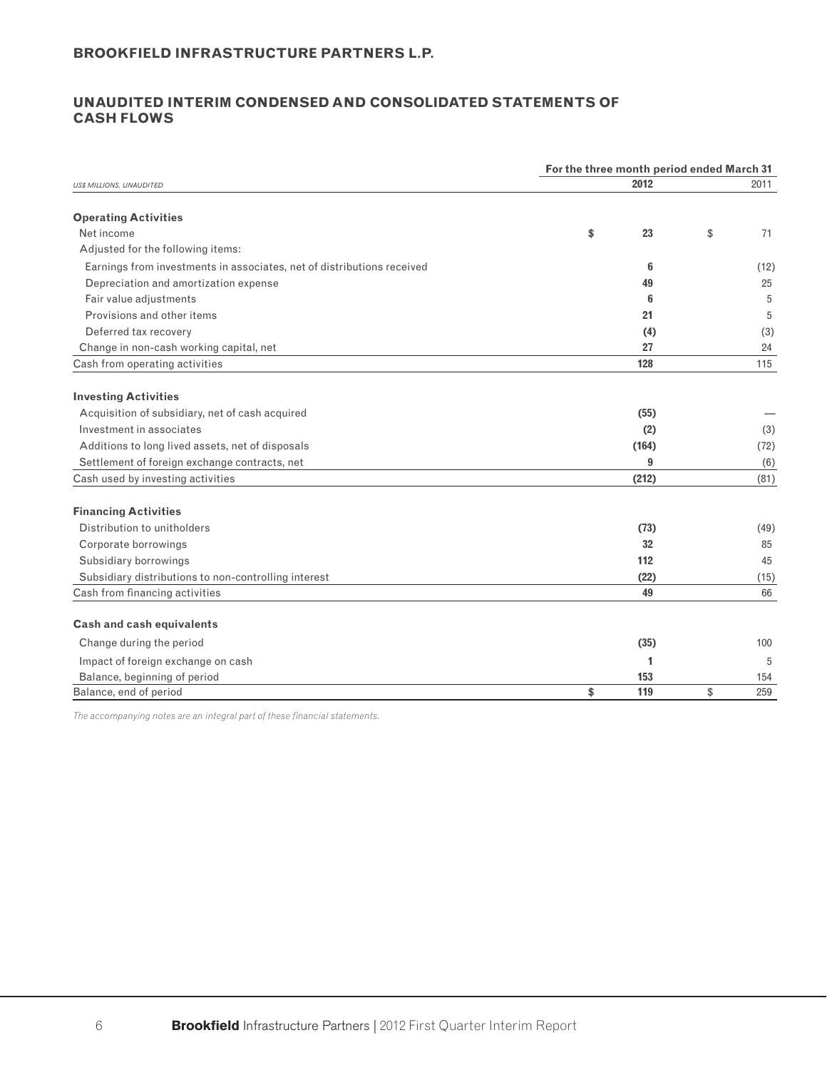**BROOKFIELD INFRASTRUCTURE PARTNERS L.P.**

## UNAUDITED INTERIM CONDENSED AND CONSOLIDATED STATEMENTS OF CASH FLOWS

| *US$ MILLIONS, UNAUDITED* | For the three month period ended March 31 2012 | 2011 |
|---|---|---|
| **Operating Activities** | | |
| Net income | **$ 23** | $ 71 |
| Adjusted for the following items: | | |
| Earnings from investments in associates, net of distributions received | **6** | (12) |
| Depreciation and amortization expense | **49** | 25 |
| Fair value adjustments | **6** | 5 |
| Provisions and other items | **21** | 5 |
| Deferred tax recovery | **(4)** | (3) |
| Change in non-cash working capital, net | **27** | 24 |
| Cash from operating activities | **128** | 115 |
| **Investing Activities** | | |
| Acquisition of subsidiary, net of cash acquired | **(55)** | — |
| Investment in associates | **(2)** | (3) |
| Additions to long lived assets, net of disposals | **(164)** | (72) |
| Settlement of foreign exchange contracts, net | **9** | (6) |
| Cash used by investing activities | **(212)** | (81) |
| **Financing Activities** | | |
| Distribution to unitholders | **(73)** | (49) |
| Corporate borrowings | **32** | 85 |
| Subsidiary borrowings | **112** | 45 |
| Subsidiary distributions to non-controlling interest | **(22)** | (15) |
| Cash from financing activities | **49** | 66 |
| **Cash and cash equivalents** | | |
| Change during the period | **(35)** | 100 |
| Impact of foreign exchange on cash | **1** | 5 |
| Balance, beginning of period | **153** | 154 |
| Balance, end of period | **$ 119** | $ 259 |

*The accompanying notes are an integral part of these financial statements.*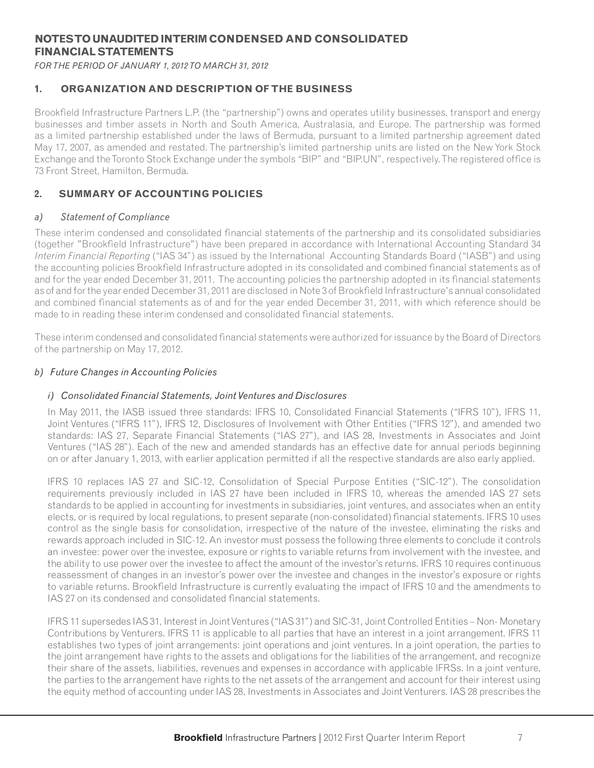# NOTES TO UNAUDITED INTERIM CONDENSED AND CONSOLIDATED FINANCIAL STATEMENTS

*FOR THE PERIOD OF JANUARY 1, 2012 TO MARCH 31, 2012*

## 1. ORGANIZATION AND DESCRIPTION OF THE BUSINESS

Brookfield Infrastructure Partners L.P. (the "partnership") owns and operates utility businesses, transport and energy businesses and timber assets in North and South America, Australasia, and Europe. The partnership was formed as a limited partnership established under the laws of Bermuda, pursuant to a limited partnership agreement dated May 17, 2007, as amended and restated. The partnership's limited partnership units are listed on the New York Stock Exchange and the Toronto Stock Exchange under the symbols "BIP" and "BIP.UN", respectively. The registered office is 73 Front Street, Hamilton, Bermuda.

## 2. SUMMARY OF ACCOUNTING POLICIES

### a) *Statement of Compliance*

These interim condensed and consolidated financial statements of the partnership and its consolidated subsidiaries (together "Brookfield Infrastructure") have been prepared in accordance with International Accounting Standard 34 *Interim Financial Reporting* ("IAS 34") as issued by the International Accounting Standards Board ("IASB") and using the accounting policies Brookfield Infrastructure adopted in its consolidated and combined financial statements as of and for the year ended December 31, 2011. The accounting policies the partnership adopted in its financial statements as of and for the year ended December 31, 2011 are disclosed in Note 3 of Brookfield Infrastructure's annual consolidated and combined financial statements as of and for the year ended December 31, 2011, with which reference should be made to in reading these interim condensed and consolidated financial statements.

These interim condensed and consolidated financial statements were authorized for issuance by the Board of Directors of the partnership on May 17, 2012.

### b) *Future Changes in Accounting Policies*

#### i) *Consolidated Financial Statements, Joint Ventures and Disclosures*

In May 2011, the IASB issued three standards: IFRS 10, Consolidated Financial Statements ("IFRS 10"), IFRS 11, Joint Ventures ("IFRS 11"), IFRS 12, Disclosures of Involvement with Other Entities ("IFRS 12"), and amended two standards: IAS 27, Separate Financial Statements ("IAS 27"), and IAS 28, Investments in Associates and Joint Ventures ("IAS 28"). Each of the new and amended standards has an effective date for annual periods beginning on or after January 1, 2013, with earlier application permitted if all the respective standards are also early applied.

IFRS 10 replaces IAS 27 and SIC-12, Consolidation of Special Purpose Entities ("SIC-12"). The consolidation requirements previously included in IAS 27 have been included in IFRS 10, whereas the amended IAS 27 sets standards to be applied in accounting for investments in subsidiaries, joint ventures, and associates when an entity elects, or is required by local regulations, to present separate (non-consolidated) financial statements. IFRS 10 uses control as the single basis for consolidation, irrespective of the nature of the investee, eliminating the risks and rewards approach included in SIC-12. An investor must possess the following three elements to conclude it controls an investee: power over the investee, exposure or rights to variable returns from involvement with the investee, and the ability to use power over the investee to affect the amount of the investor's returns. IFRS 10 requires continuous reassessment of changes in an investor's power over the investee and changes in the investor's exposure or rights to variable returns. Brookfield Infrastructure is currently evaluating the impact of IFRS 10 and the amendments to IAS 27 on its condensed and consolidated financial statements.

IFRS 11 supersedes IAS 31, Interest in Joint Ventures ("IAS 31") and SIC-31, Joint Controlled Entities – Non- Monetary Contributions by Venturers. IFRS 11 is applicable to all parties that have an interest in a joint arrangement. IFRS 11 establishes two types of joint arrangements: joint operations and joint ventures. In a joint operation, the parties to the joint arrangement have rights to the assets and obligations for the liabilities of the arrangement, and recognize their share of the assets, liabilities, revenues and expenses in accordance with applicable IFRSs. In a joint venture, the parties to the arrangement have rights to the net assets of the arrangement and account for their interest using the equity method of accounting under IAS 28, Investments in Associates and Joint Venturers. IAS 28 prescribes the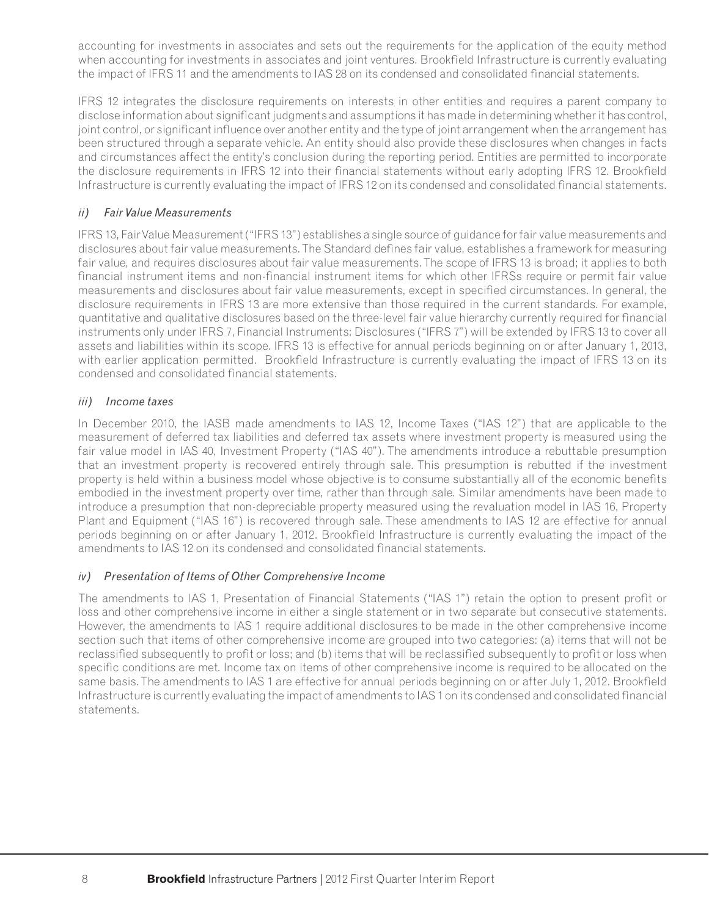accounting for investments in associates and sets out the requirements for the application of the equity method when accounting for investments in associates and joint ventures. Brookfield Infrastructure is currently evaluating the impact of IFRS 11 and the amendments to IAS 28 on its condensed and consolidated financial statements.

IFRS 12 integrates the disclosure requirements on interests in other entities and requires a parent company to disclose information about significant judgments and assumptions it has made in determining whether it has control, joint control, or significant influence over another entity and the type of joint arrangement when the arrangement has been structured through a separate vehicle. An entity should also provide these disclosures when changes in facts and circumstances affect the entity's conclusion during the reporting period. Entities are permitted to incorporate the disclosure requirements in IFRS 12 into their financial statements without early adopting IFRS 12. Brookfield Infrastructure is currently evaluating the impact of IFRS 12 on its condensed and consolidated financial statements.

### *ii) Fair Value Measurements*

IFRS 13, Fair Value Measurement ("IFRS 13") establishes a single source of guidance for fair value measurements and disclosures about fair value measurements. The Standard defines fair value, establishes a framework for measuring fair value, and requires disclosures about fair value measurements. The scope of IFRS 13 is broad; it applies to both financial instrument items and non-financial instrument items for which other IFRSs require or permit fair value measurements and disclosures about fair value measurements, except in specified circumstances. In general, the disclosure requirements in IFRS 13 are more extensive than those required in the current standards. For example, quantitative and qualitative disclosures based on the three-level fair value hierarchy currently required for financial instruments only under IFRS 7, Financial Instruments: Disclosures ("IFRS 7") will be extended by IFRS 13 to cover all assets and liabilities within its scope. IFRS 13 is effective for annual periods beginning on or after January 1, 2013, with earlier application permitted. Brookfield Infrastructure is currently evaluating the impact of IFRS 13 on its condensed and consolidated financial statements.

### *iii) Income taxes*

In December 2010, the IASB made amendments to IAS 12, Income Taxes ("IAS 12") that are applicable to the measurement of deferred tax liabilities and deferred tax assets where investment property is measured using the fair value model in IAS 40, Investment Property ("IAS 40"). The amendments introduce a rebuttable presumption that an investment property is recovered entirely through sale. This presumption is rebutted if the investment property is held within a business model whose objective is to consume substantially all of the economic benefits embodied in the investment property over time, rather than through sale. Similar amendments have been made to introduce a presumption that non-depreciable property measured using the revaluation model in IAS 16, Property Plant and Equipment ("IAS 16") is recovered through sale. These amendments to IAS 12 are effective for annual periods beginning on or after January 1, 2012. Brookfield Infrastructure is currently evaluating the impact of the amendments to IAS 12 on its condensed and consolidated financial statements.

### *iv) Presentation of Items of Other Comprehensive Income*

The amendments to IAS 1, Presentation of Financial Statements ("IAS 1") retain the option to present profit or loss and other comprehensive income in either a single statement or in two separate but consecutive statements. However, the amendments to IAS 1 require additional disclosures to be made in the other comprehensive income section such that items of other comprehensive income are grouped into two categories: (a) items that will not be reclassified subsequently to profit or loss; and (b) items that will be reclassified subsequently to profit or loss when specific conditions are met. Income tax on items of other comprehensive income is required to be allocated on the same basis. The amendments to IAS 1 are effective for annual periods beginning on or after July 1, 2012. Brookfield Infrastructure is currently evaluating the impact of amendments to IAS 1 on its condensed and consolidated financial statements.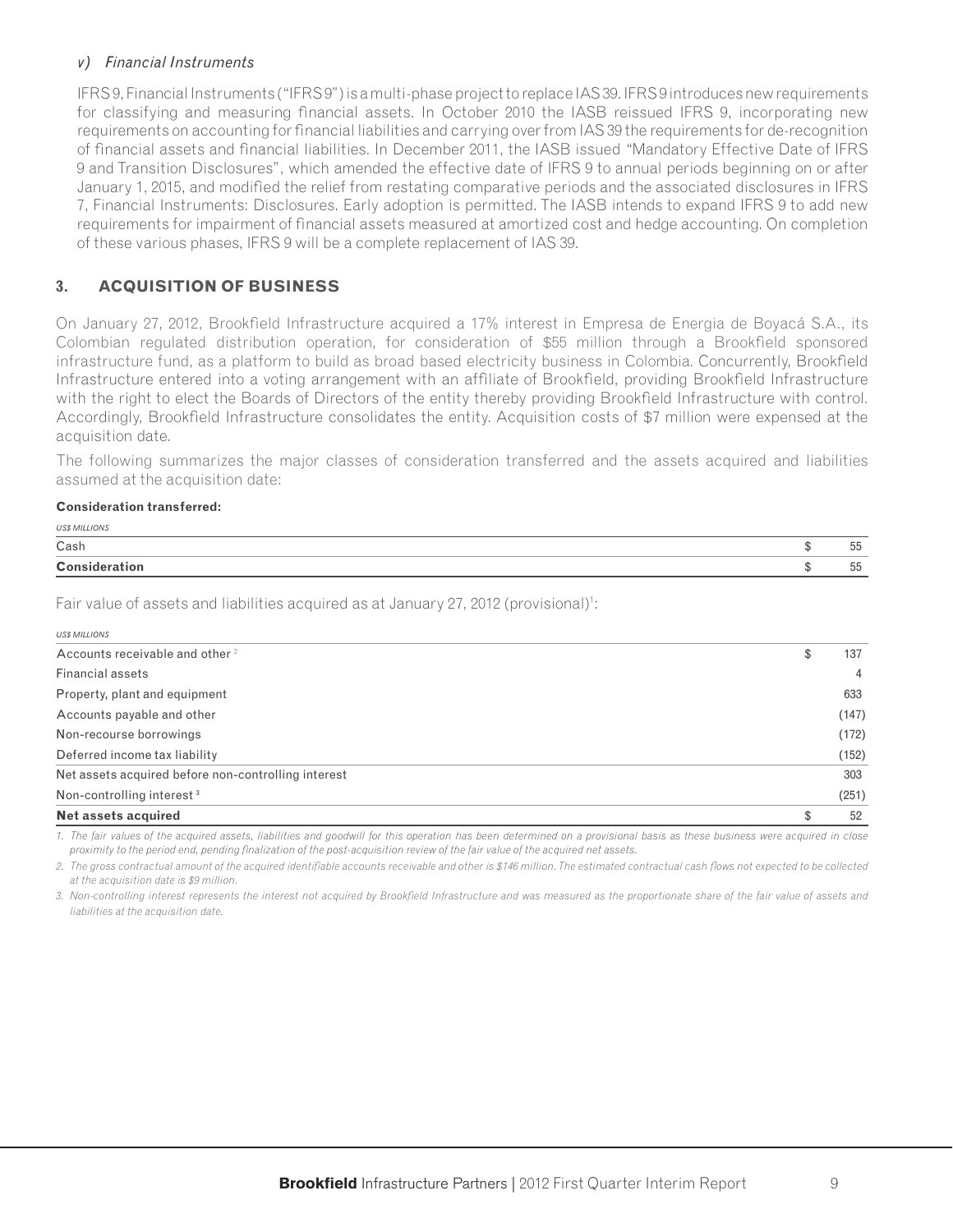*v) Financial Instruments*

IFRS 9, Financial Instruments ("IFRS 9") is a multi-phase project to replace IAS 39. IFRS 9 introduces new requirements for classifying and measuring financial assets. In October 2010 the IASB reissued IFRS 9, incorporating new requirements on accounting for financial liabilities and carrying over from IAS 39 the requirements for de-recognition of financial assets and financial liabilities. In December 2011, the IASB issued "Mandatory Effective Date of IFRS 9 and Transition Disclosures", which amended the effective date of IFRS 9 to annual periods beginning on or after January 1, 2015, and modified the relief from restating comparative periods and the associated disclosures in IFRS 7, Financial Instruments: Disclosures. Early adoption is permitted. The IASB intends to expand IFRS 9 to add new requirements for impairment of financial assets measured at amortized cost and hedge accounting. On completion of these various phases, IFRS 9 will be a complete replacement of IAS 39.

## 3. ACQUISITION OF BUSINESS

On January 27, 2012, Brookfield Infrastructure acquired a 17% interest in Empresa de Energia de Boyacá S.A., its Colombian regulated distribution operation, for consideration of $55 million through a Brookfield sponsored infrastructure fund, as a platform to build as broad based electricity business in Colombia. Concurrently, Brookfield Infrastructure entered into a voting arrangement with an affiliate of Brookfield, providing Brookfield Infrastructure with the right to elect the Boards of Directors of the entity thereby providing Brookfield Infrastructure with control. Accordingly, Brookfield Infrastructure consolidates the entity. Acquisition costs of $7 million were expensed at the acquisition date.

The following summarizes the major classes of consideration transferred and the assets acquired and liabilities assumed at the acquisition date:

**Consideration transferred:**

| *US$ MILLIONS* | | |
|---|---|---|
| Cash | $ | 55 |
| **Consideration** | $ | 55 |

Fair value of assets and liabilities acquired as at January 27, 2012 (provisional)[1]:

| *US$ MILLIONS* | | |
|---|---|---|
| Accounts receivable and other [2] | $ | 137 |
| Financial assets | | 4 |
| Property, plant and equipment | | 633 |
| Accounts payable and other | | (147) |
| Non-recourse borrowings | | (172) |
| Deferred income tax liability | | (152) |
| Net assets acquired before non-controlling interest | | 303 |
| Non-controlling interest [3] | | (251) |
| **Net assets acquired** | $ | 52 |

*1. The fair values of the acquired assets, liabilities and goodwill for this operation has been determined on a provisional basis as these business were acquired in close proximity to the period end, pending finalization of the post-acquisition review of the fair value of the acquired net assets.*

*2. The gross contractual amount of the acquired identifiable accounts receivable and other is $146 million. The estimated contractual cash flows not expected to be collected at the acquisition date is $9 million.*

*3. Non-controlling interest represents the interest not acquired by Brookfield Infrastructure and was measured as the proportionate share of the fair value of assets and liabilities at the acquisition date.*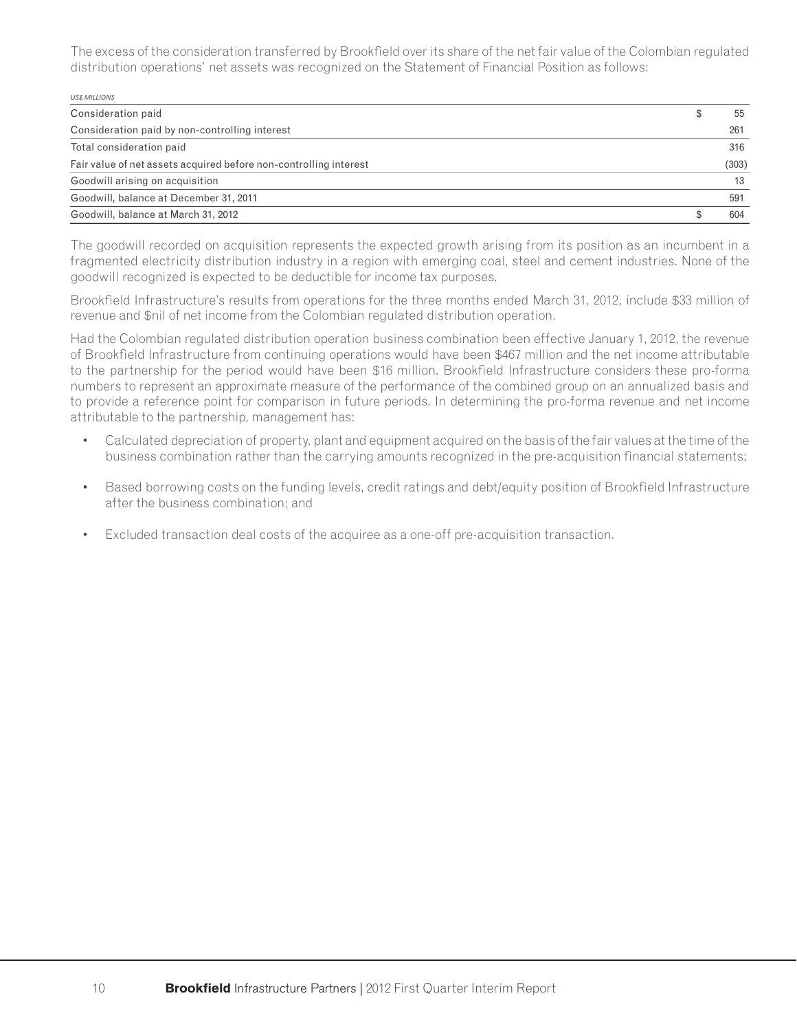The excess of the consideration transferred by Brookfield over its share of the net fair value of the Colombian regulated distribution operations' net assets was recognized on the Statement of Financial Position as follows:

| *US$ MILLIONS* | |
|---|---|
| Consideration paid | $ 55 |
| Consideration paid by non-controlling interest | 261 |
| Total consideration paid | 316 |
| Fair value of net assets acquired before non-controlling interest | (303) |
| Goodwill arising on acquisition | 13 |
| Goodwill, balance at December 31, 2011 | 591 |
| Goodwill, balance at March 31, 2012 | $ 604 |

The goodwill recorded on acquisition represents the expected growth arising from its position as an incumbent in a fragmented electricity distribution industry in a region with emerging coal, steel and cement industries. None of the goodwill recognized is expected to be deductible for income tax purposes.

Brookfield Infrastructure's results from operations for the three months ended March 31, 2012, include $33 million of revenue and $nil of net income from the Colombian regulated distribution operation.

Had the Colombian regulated distribution operation business combination been effective January 1, 2012, the revenue of Brookfield Infrastructure from continuing operations would have been $467 million and the net income attributable to the partnership for the period would have been $16 million. Brookfield Infrastructure considers these pro-forma numbers to represent an approximate measure of the performance of the combined group on an annualized basis and to provide a reference point for comparison in future periods. In determining the pro-forma revenue and net income attributable to the partnership, management has:

- Calculated depreciation of property, plant and equipment acquired on the basis of the fair values at the time of the business combination rather than the carrying amounts recognized in the pre-acquisition financial statements;
- Based borrowing costs on the funding levels, credit ratings and debt/equity position of Brookfield Infrastructure after the business combination; and
- Excluded transaction deal costs of the acquiree as a one-off pre-acquisition transaction.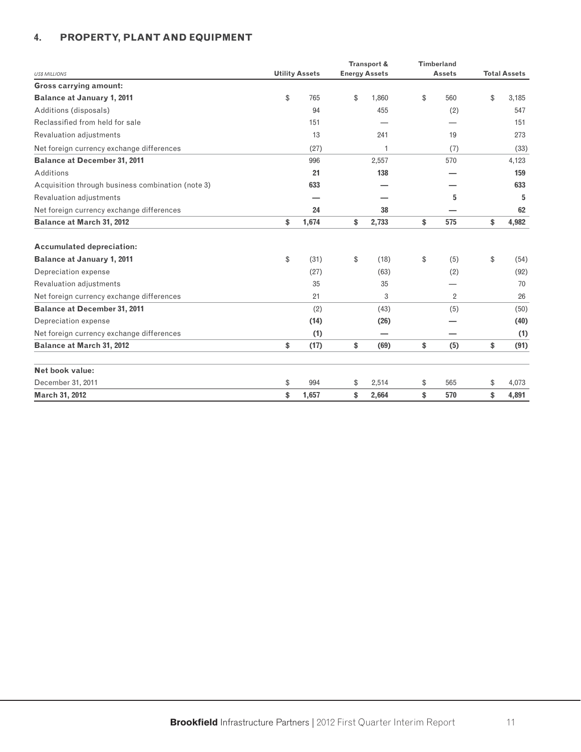## 4. PROPERTY, PLANT AND EQUIPMENT

| US$ MILLIONS | Utility Assets | Transport & Energy Assets | Timberland Assets | Total Assets |
|---|---|---|---|---|
| **Gross carrying amount:** | | | | |
| **Balance at January 1, 2011** | $ 765 | $ 1,860 | $ 560 | $ 3,185 |
| Additions (disposals) | 94 | 455 | (2) | 547 |
| Reclassified from held for sale | 151 | — | — | 151 |
| Revaluation adjustments | 13 | 241 | 19 | 273 |
| Net foreign currency exchange differences | (27) | 1 | (7) | (33) |
| **Balance at December 31, 2011** | 996 | 2,557 | 570 | 4,123 |
| Additions | **21** | **138** | **—** | **159** |
| Acquisition through business combination (note 3) | **633** | **—** | **—** | **633** |
| Revaluation adjustments | **—** | **—** | **5** | **5** |
| Net foreign currency exchange differences | **24** | **38** | **—** | **62** |
| **Balance at March 31, 2012** | **$ 1,674** | **$ 2,733** | **$ 575** | **$ 4,982** |
| | | | | |
| **Accumulated depreciation:** | | | | |
| **Balance at January 1, 2011** | $ (31) | $ (18) | $ (5) | $ (54) |
| Depreciation expense | (27) | (63) | (2) | (92) |
| Revaluation adjustments | 35 | 35 | — | 70 |
| Net foreign currency exchange differences | 21 | 3 | 2 | 26 |
| **Balance at December 31, 2011** | (2) | (43) | (5) | (50) |
| Depreciation expense | **(14)** | **(26)** | **—** | **(40)** |
| Net foreign currency exchange differences | **(1)** | **—** | **—** | **(1)** |
| **Balance at March 31, 2012** | **$ (17)** | **$ (69)** | **$ (5)** | **$ (91)** |
| | | | | |
| **Net book value:** | | | | |
| December 31, 2011 | $ 994 | $ 2,514 | $ 565 | $ 4,073 |
| **March 31, 2012** | **$ 1,657** | **$ 2,664** | **$ 570** | **$ 4,891** |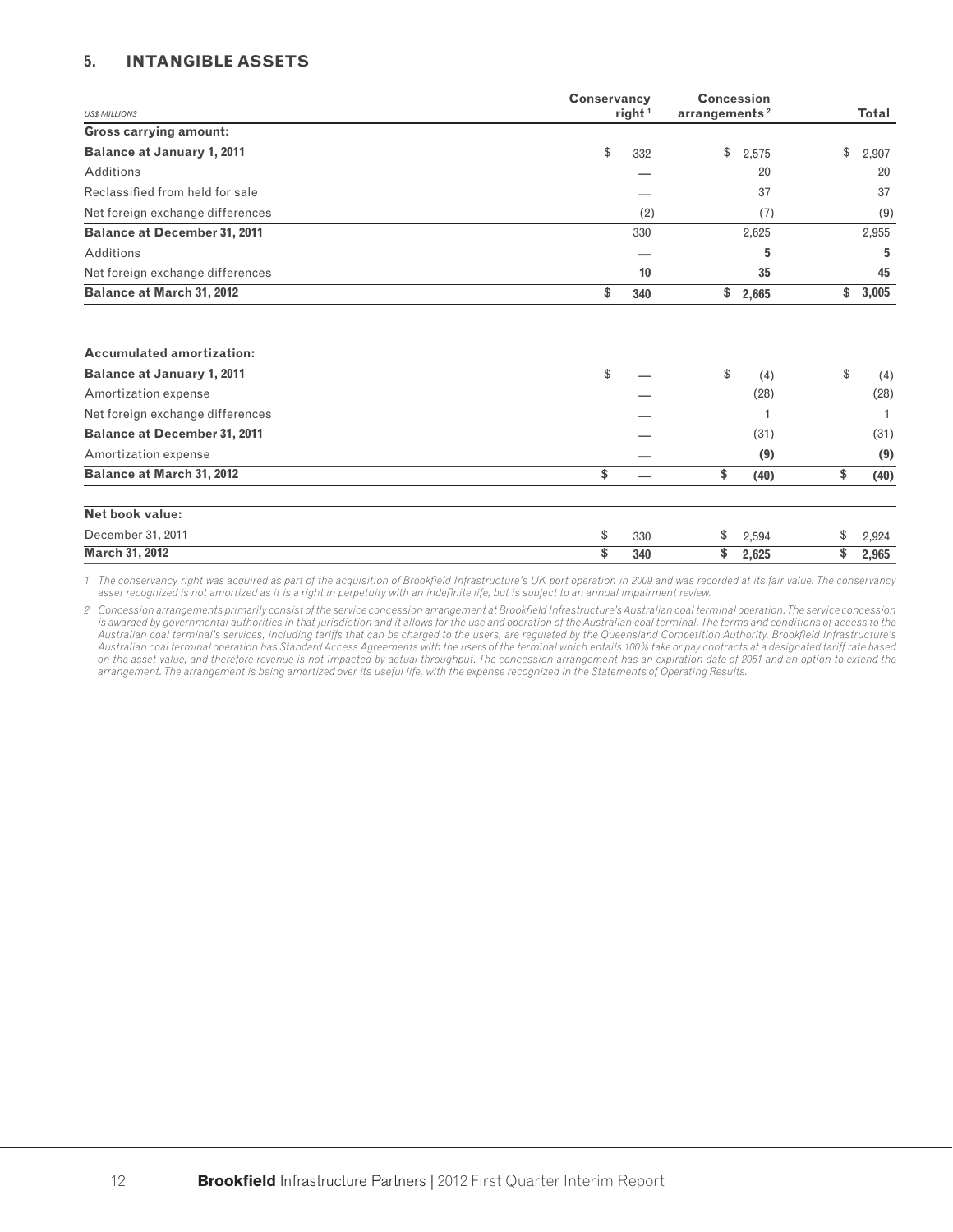## 5. INTANGIBLE ASSETS

| US$ MILLIONS | Conservancy right [1] | Concession arrangements [2] | Total |
|---|---|---|---|
| **Gross carrying amount:** | | | |
| **Balance at January 1, 2011** | $ 332 | $ 2,575 | $ 2,907 |
| Additions | — | 20 | 20 |
| Reclassified from held for sale | — | 37 | 37 |
| Net foreign exchange differences | (2) | (7) | (9) |
| **Balance at December 31, 2011** | 330 | 2,625 | 2,955 |
| Additions | **—** | **5** | **5** |
| Net foreign exchange differences | **10** | **35** | **45** |
| **Balance at March 31, 2012** | **$ 340** | **$ 2,665** | **$ 3,005** |
| | | | |
| **Accumulated amortization:** | | | |
| **Balance at January 1, 2011** | $ — | $ (4) | $ (4) |
| Amortization expense | — | (28) | (28) |
| Net foreign exchange differences | — | 1 | 1 |
| **Balance at December 31, 2011** | — | (31) | (31) |
| Amortization expense | **—** | **(9)** | **(9)** |
| **Balance at March 31, 2012** | **$ —** | **$ (40)** | **$ (40)** |
| | | | |
| **Net book value:** | | | |
| December 31, 2011 | $ 330 | $ 2,594 | $ 2,924 |
| **March 31, 2012** | **$ 340** | **$ 2,625** | **$ 2,965** |

*1 The conservancy right was acquired as part of the acquisition of Brookfield Infrastructure's UK port operation in 2009 and was recorded at its fair value. The conservancy asset recognized is not amortized as it is a right in perpetuity with an indefinite life, but is subject to an annual impairment review.*

*2 Concession arrangements primarily consist of the service concession arrangement at Brookfield Infrastructure's Australian coal terminal operation. The service concession is awarded by governmental authorities in that jurisdiction and it allows for the use and operation of the Australian coal terminal. The terms and conditions of access to the Australian coal terminal's services, including tariffs that can be charged to the users, are regulated by the Queensland Competition Authority. Brookfield Infrastructure's Australian coal terminal operation has Standard Access Agreements with the users of the terminal which entails 100% take or pay contracts at a designated tariff rate based on the asset value, and therefore revenue is not impacted by actual throughput. The concession arrangement has an expiration date of 2051 and an option to extend the arrangement. The arrangement is being amortized over its useful life, with the expense recognized in the Statements of Operating Results.*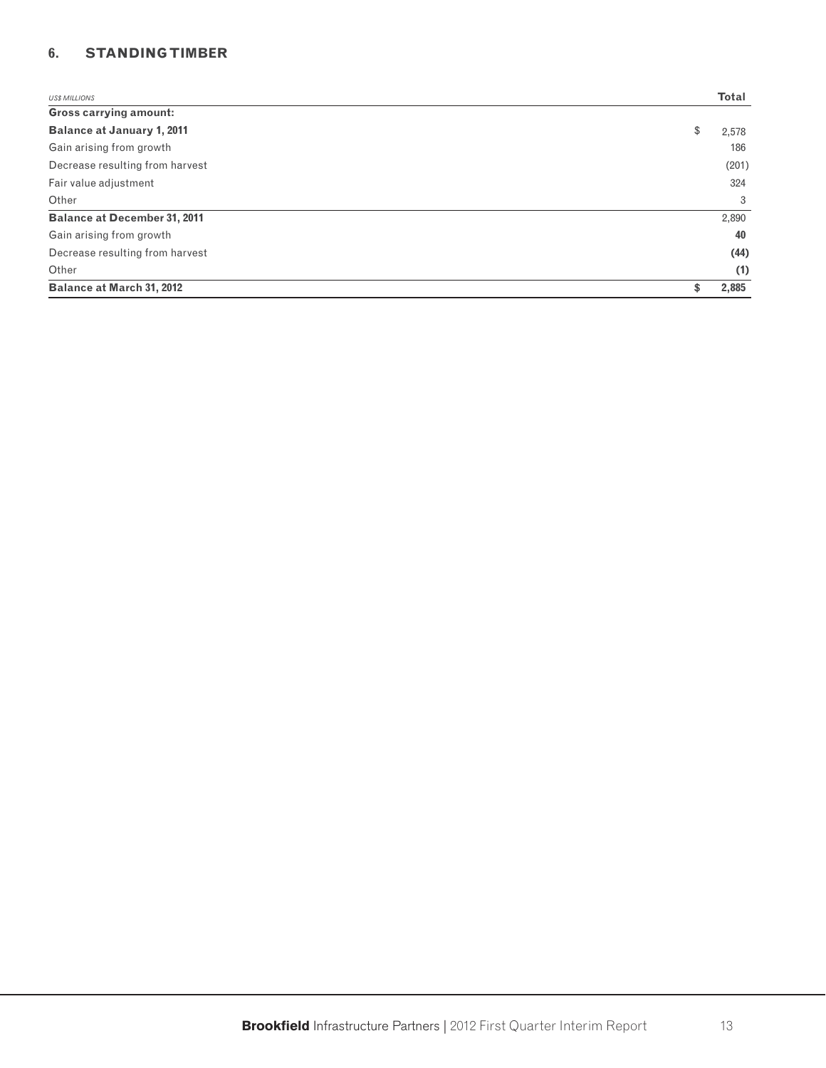## 6. STANDING TIMBER

| *US$ MILLIONS* | Total |
|---|---|
| **Gross carrying amount:** | |
| **Balance at January 1, 2011** | $ 2,578 |
| Gain arising from growth | 186 |
| Decrease resulting from harvest | (201) |
| Fair value adjustment | 324 |
| Other | 3 |
| **Balance at December 31, 2011** | 2,890 |
| Gain arising from growth | **40** |
| Decrease resulting from harvest | **(44)** |
| Other | **(1)** |
| **Balance at March 31, 2012** | **$ 2,885** |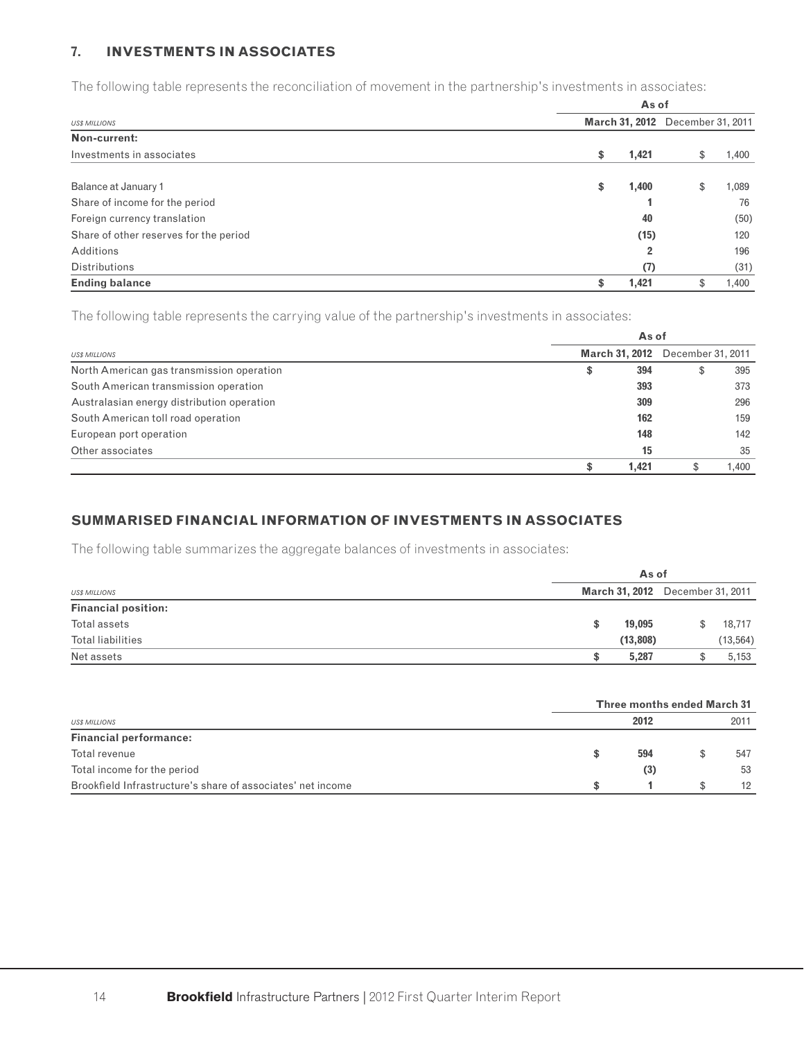## 7. INVESTMENTS IN ASSOCIATES

The following table represents the reconciliation of movement in the partnership's investments in associates:

| US$ MILLIONS | As of March 31, 2012 | As of December 31, 2011 |
|---|---|---|
| **Non-current:** | | |
| Investments in associates | **$ 1,421** | $ 1,400 |
| | | |
| Balance at January 1 | **$ 1,400** | $ 1,089 |
| Share of income for the period | **1** | 76 |
| Foreign currency translation | **40** | (50) |
| Share of other reserves for the period | **(15)** | 120 |
| Additions | **2** | 196 |
| Distributions | **(7)** | (31) |
| **Ending balance** | **$ 1,421** | $ 1,400 |

The following table represents the carrying value of the partnership's investments in associates:

| US$ MILLIONS | As of March 31, 2012 | As of December 31, 2011 |
|---|---|---|
| North American gas transmission operation | **$ 394** | $ 395 |
| South American transmission operation | **393** | 373 |
| Australasian energy distribution operation | **309** | 296 |
| South American toll road operation | **162** | 159 |
| European port operation | **148** | 142 |
| Other associates | **15** | 35 |
| | **$ 1,421** | $ 1,400 |

## SUMMARISED FINANCIAL INFORMATION OF INVESTMENTS IN ASSOCIATES

The following table summarizes the aggregate balances of investments in associates:

| US$ MILLIONS | As of March 31, 2012 | As of December 31, 2011 |
|---|---|---|
| **Financial position:** | | |
| Total assets | **$ 19,095** | $ 18,717 |
| Total liabilities | **(13,808)** | (13,564) |
| Net assets | **$ 5,287** | $ 5,153 |

| US$ MILLIONS | Three months ended March 31 2012 | Three months ended March 31 2011 |
|---|---|---|
| **Financial performance:** | | |
| Total revenue | **$ 594** | $ 547 |
| Total income for the period | **(3)** | 53 |
| Brookfield Infrastructure's share of associates' net income | **$ 1** | $ 12 |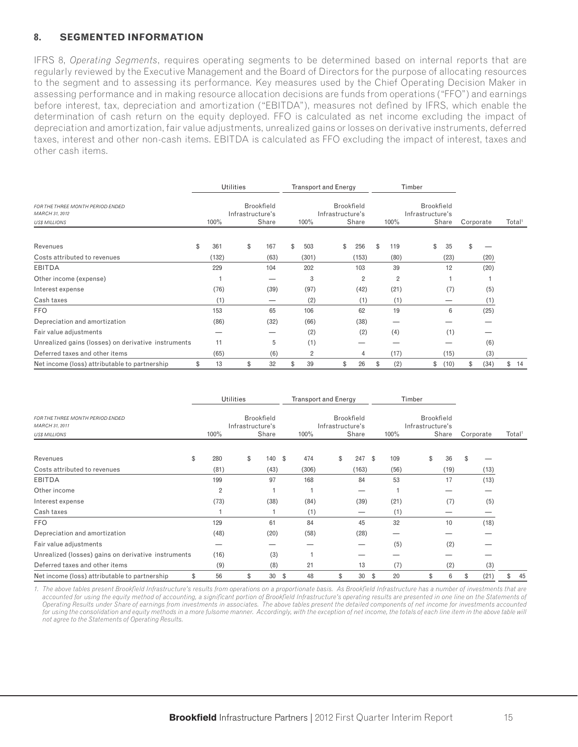## 8. SEGMENTED INFORMATION

IFRS 8, *Operating Segments*, requires operating segments to be determined based on internal reports that are regularly reviewed by the Executive Management and the Board of Directors for the purpose of allocating resources to the segment and to assessing its performance. Key measures used by the Chief Operating Decision Maker in assessing performance and in making resource allocation decisions are funds from operations ("FFO") and earnings before interest, tax, depreciation and amortization ("EBITDA"), measures not defined by IFRS, which enable the determination of cash return on the equity deployed. FFO is calculated as net income excluding the impact of depreciation and amortization, fair value adjustments, unrealized gains or losses on derivative instruments, deferred taxes, interest and other non-cash items. EBITDA is calculated as FFO excluding the impact of interest, taxes and other cash items.

| *FOR THE THREE MONTH PERIOD ENDED MARCH 31, 2012* *US$ MILLIONS* | Utilities 100% | Utilities Brookfield Infrastructure's Share | Transport and Energy 100% | Transport and Energy Brookfield Infrastructure's Share | Timber 100% | Timber Brookfield Infrastructure's Share | Corporate | Total[1] |
|---|---|---|---|---|---|---|---|---|
| Revenues | $ 361 | $ 167 | $ 503 | $ 256 | $ 119 | $ 35 | $ — | |
| Costs attributed to revenues | (132) | (63) | (301) | (153) | (80) | (23) | (20) | |
| EBITDA | 229 | 104 | 202 | 103 | 39 | 12 | (20) | |
| Other income (expense) | 1 | — | 3 | 2 | 2 | 1 | 1 | |
| Interest expense | (76) | (39) | (97) | (42) | (21) | (7) | (5) | |
| Cash taxes | (1) | — | (2) | (1) | (1) | — | (1) | |
| FFO | 153 | 65 | 106 | 62 | 19 | 6 | (25) | |
| Depreciation and amortization | (86) | (32) | (66) | (38) | — | — | — | |
| Fair value adjustments | — | — | (2) | (2) | (4) | (1) | — | |
| Unrealized gains (losses) on derivative instruments | 11 | 5 | (1) | — | — | — | (6) | |
| Deferred taxes and other items | (65) | (6) | 2 | 4 | (17) | (15) | (3) | |
| Net income (loss) attributable to partnership | $ 13 | $ 32 | $ 39 | $ 26 | $ (2) | $ (10) | $ (34) | $ 14 |

| *FOR THE THREE MONTH PERIOD ENDED MARCH 31, 2011* *US$ MILLIONS* | Utilities 100% | Utilities Brookfield Infrastructure's Share | Transport and Energy 100% | Transport and Energy Brookfield Infrastructure's Share | Timber 100% | Timber Brookfield Infrastructure's Share | Corporate | Total[1] |
|---|---|---|---|---|---|---|---|---|
| Revenues | $ 280 | $ 140 | $ 474 | $ 247 | $ 109 | $ 36 | $ — | |
| Costs attributed to revenues | (81) | (43) | (306) | (163) | (56) | (19) | (13) | |
| EBITDA | 199 | 97 | 168 | 84 | 53 | 17 | (13) | |
| Other income | 2 | 1 | 1 | — | 1 | — | — | |
| Interest expense | (73) | (38) | (84) | (39) | (21) | (7) | (5) | |
| Cash taxes | 1 | 1 | (1) | — | (1) | — | — | |
| FFO | 129 | 61 | 84 | 45 | 32 | 10 | (18) | |
| Depreciation and amortization | (48) | (20) | (58) | (28) | — | — | — | |
| Fair value adjustments | — | — | — | — | (5) | (2) | — | |
| Unrealized (losses) gains on derivative instruments | (16) | (3) | 1 | — | — | — | — | |
| Deferred taxes and other items | (9) | (8) | 21 | 13 | (7) | (2) | (3) | |
| Net income (loss) attributable to partnership | $ 56 | $ 30 | $ 48 | $ 30 | $ 20 | $ 6 | $ (21) | $ 45 |

*1. The above tables present Brookfield Infrastructure's results from operations on a proportionate basis. As Brookfield Infrastructure has a number of investments that are accounted for using the equity method of accounting, a significant portion of Brookfield Infrastructure's operating results are presented in one line on the Statements of Operating Results under Share of earnings from investments in associates. The above tables present the detailed components of net income for investments accounted for using the consolidation and equity methods in a more fulsome manner. Accordingly, with the exception of net income, the totals of each line item in the above table will not agree to the Statements of Operating Results.*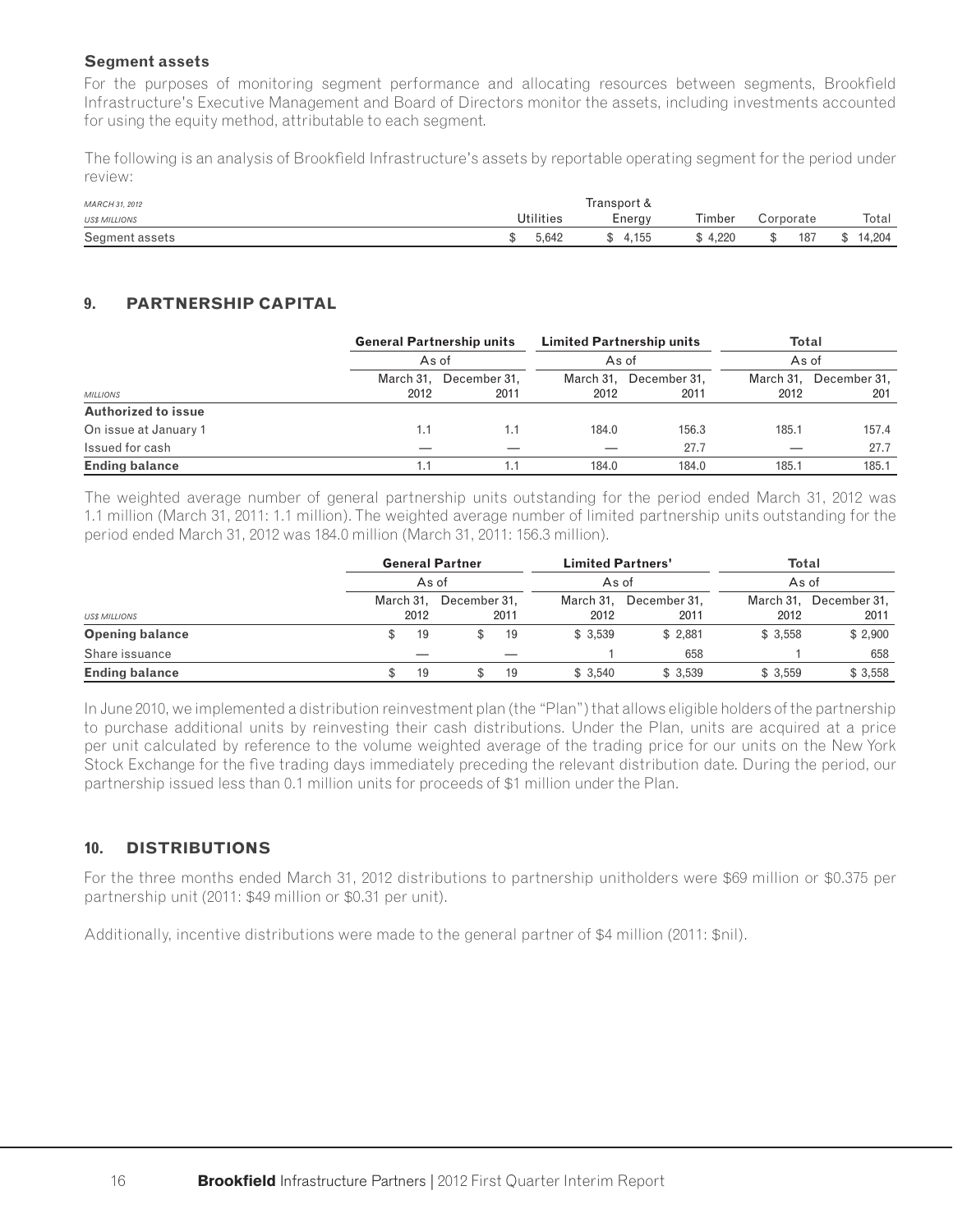**Segment assets**

For the purposes of monitoring segment performance and allocating resources between segments, Brookfield Infrastructure's Executive Management and Board of Directors monitor the assets, including investments accounted for using the equity method, attributable to each segment.

The following is an analysis of Brookfield Infrastructure's assets by reportable operating segment for the period under review:

| *MARCH 31, 2012*<br>*US$ MILLIONS* | Utilities | Transport & Energy | Timber | Corporate | Total |
|---|---|---|---|---|---|
| Segment assets | $ 5,642 | $ 4,155 | $ 4,220 | $ 187 | $ 14,204 |

## 9. PARTNERSHIP CAPITAL

| | General Partnership units | | Limited Partnership units | | Total | |
|---|---|---|---|---|---|---|
| | As of | | As of | | As of | |
| *MILLIONS* | March 31, 2012 | December 31, 2011 | March 31, 2012 | December 31, 2011 | March 31, 2012 | December 31, 201 |
| **Authorized to issue** | | | | | | |
| On issue at January 1 | 1.1 | 1.1 | 184.0 | 156.3 | 185.1 | 157.4 |
| Issued for cash | — | — | — | 27.7 | — | 27.7 |
| **Ending balance** | 1.1 | 1.1 | 184.0 | 184.0 | 185.1 | 185.1 |

The weighted average number of general partnership units outstanding for the period ended March 31, 2012 was 1.1 million (March 31, 2011: 1.1 million). The weighted average number of limited partnership units outstanding for the period ended March 31, 2012 was 184.0 million (March 31, 2011: 156.3 million).

| | General Partner | | Limited Partners' | | Total | |
|---|---|---|---|---|---|---|
| | As of | | As of | | As of | |
| *US$ MILLIONS* | March 31, 2012 | December 31, 2011 | March 31, 2012 | December 31, 2011 | March 31, 2012 | December 31, 2011 |
| **Opening balance** | $ 19 | $ 19 | $ 3,539 | $ 2,881 | $ 3,558 | $ 2,900 |
| Share issuance | — | — | 1 | 658 | 1 | 658 |
| **Ending balance** | $ 19 | $ 19 | $ 3,540 | $ 3,539 | $ 3,559 | $ 3,558 |

In June 2010, we implemented a distribution reinvestment plan (the "Plan") that allows eligible holders of the partnership to purchase additional units by reinvesting their cash distributions. Under the Plan, units are acquired at a price per unit calculated by reference to the volume weighted average of the trading price for our units on the New York Stock Exchange for the five trading days immediately preceding the relevant distribution date. During the period, our partnership issued less than 0.1 million units for proceeds of $1 million under the Plan.

## 10. DISTRIBUTIONS

For the three months ended March 31, 2012 distributions to partnership unitholders were $69 million or $0.375 per partnership unit (2011: $49 million or $0.31 per unit).

Additionally, incentive distributions were made to the general partner of $4 million (2011: $nil).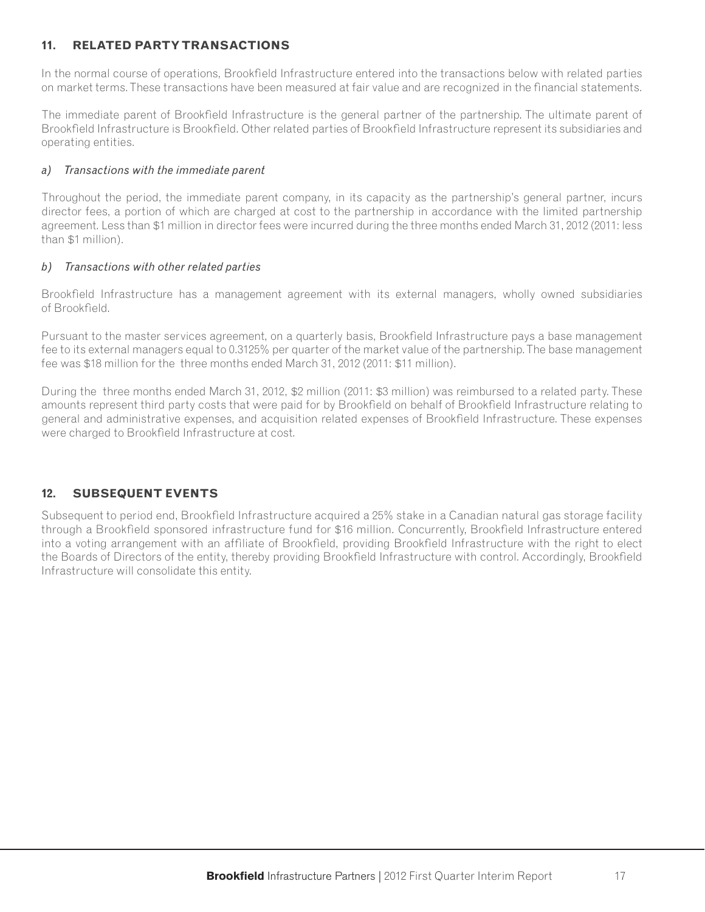## 11. RELATED PARTY TRANSACTIONS

In the normal course of operations, Brookfield Infrastructure entered into the transactions below with related parties on market terms. These transactions have been measured at fair value and are recognized in the financial statements.

The immediate parent of Brookfield Infrastructure is the general partner of the partnership. The ultimate parent of Brookfield Infrastructure is Brookfield. Other related parties of Brookfield Infrastructure represent its subsidiaries and operating entities.

### *a) Transactions with the immediate parent*

Throughout the period, the immediate parent company, in its capacity as the partnership's general partner, incurs director fees, a portion of which are charged at cost to the partnership in accordance with the limited partnership agreement. Less than $1 million in director fees were incurred during the three months ended March 31, 2012 (2011: less than $1 million).

### *b) Transactions with other related parties*

Brookfield Infrastructure has a management agreement with its external managers, wholly owned subsidiaries of Brookfield.

Pursuant to the master services agreement, on a quarterly basis, Brookfield Infrastructure pays a base management fee to its external managers equal to 0.3125% per quarter of the market value of the partnership. The base management fee was $18 million for the three months ended March 31, 2012 (2011: $11 million).

During the three months ended March 31, 2012, $2 million (2011: $3 million) was reimbursed to a related party. These amounts represent third party costs that were paid for by Brookfield on behalf of Brookfield Infrastructure relating to general and administrative expenses, and acquisition related expenses of Brookfield Infrastructure. These expenses were charged to Brookfield Infrastructure at cost.

## 12. SUBSEQUENT EVENTS

Subsequent to period end, Brookfield Infrastructure acquired a 25% stake in a Canadian natural gas storage facility through a Brookfield sponsored infrastructure fund for $16 million. Concurrently, Brookfield Infrastructure entered into a voting arrangement with an affiliate of Brookfield, providing Brookfield Infrastructure with the right to elect the Boards of Directors of the entity, thereby providing Brookfield Infrastructure with control. Accordingly, Brookfield Infrastructure will consolidate this entity.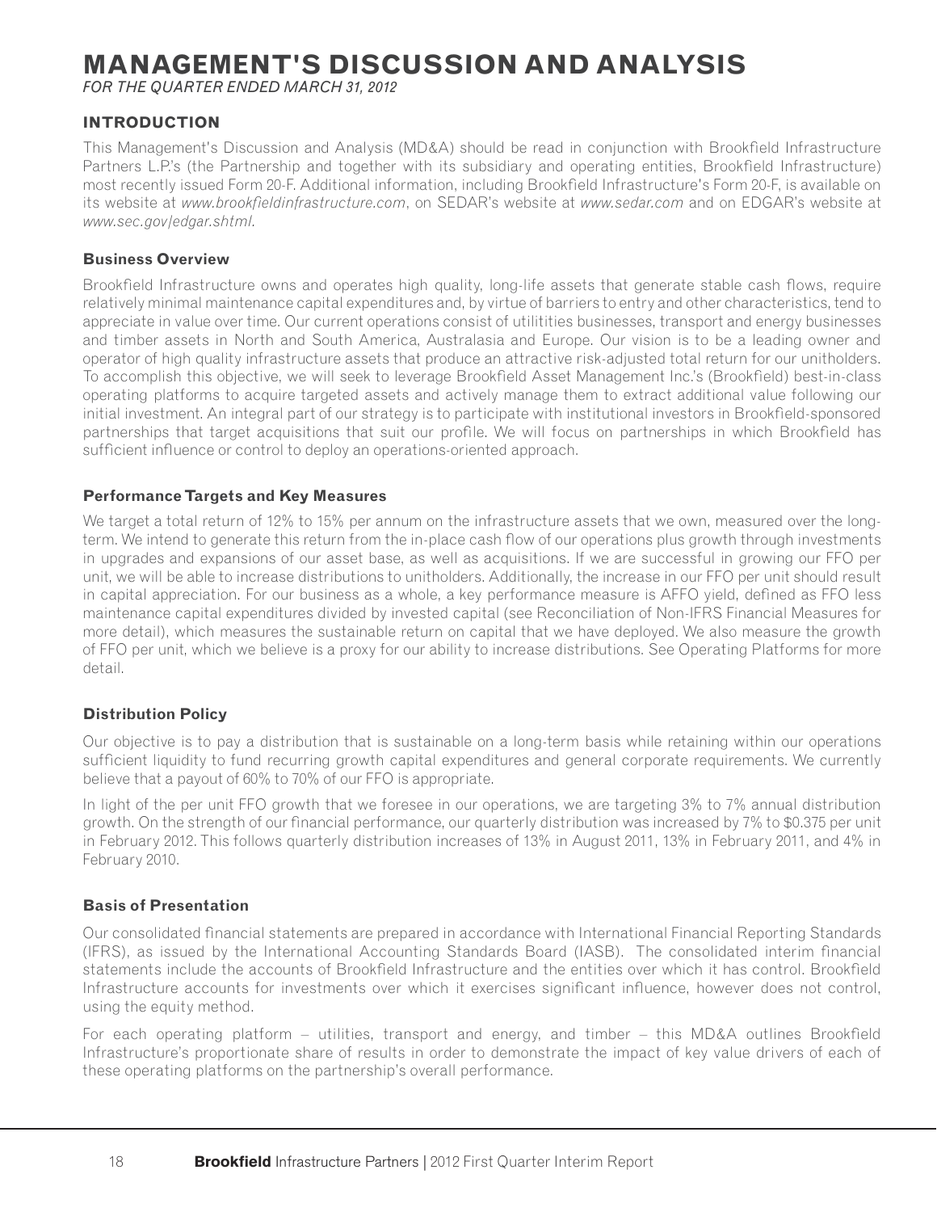# MANAGEMENT'S DISCUSSION AND ANALYSIS

*FOR THE QUARTER ENDED MARCH 31, 2012*

## INTRODUCTION

This Management's Discussion and Analysis (MD&A) should be read in conjunction with Brookfield Infrastructure Partners L.P.'s (the Partnership and together with its subsidiary and operating entities, Brookfield Infrastructure) most recently issued Form 20-F. Additional information, including Brookfield Infrastructure's Form 20-F, is available on its website at *www.brookfieldinfrastructure.com*, on SEDAR's website at *www.sedar.com* and on EDGAR's website at *www.sec.gov/edgar.shtml*.

### Business Overview

Brookfield Infrastructure owns and operates high quality, long-life assets that generate stable cash flows, require relatively minimal maintenance capital expenditures and, by virtue of barriers to entry and other characteristics, tend to appreciate in value over time. Our current operations consist of utilitities businesses, transport and energy businesses and timber assets in North and South America, Australasia and Europe. Our vision is to be a leading owner and operator of high quality infrastructure assets that produce an attractive risk-adjusted total return for our unitholders. To accomplish this objective, we will seek to leverage Brookfield Asset Management Inc.'s (Brookfield) best-in-class operating platforms to acquire targeted assets and actively manage them to extract additional value following our initial investment. An integral part of our strategy is to participate with institutional investors in Brookfield-sponsored partnerships that target acquisitions that suit our profile. We will focus on partnerships in which Brookfield has sufficient influence or control to deploy an operations-oriented approach.

### Performance Targets and Key Measures

We target a total return of 12% to 15% per annum on the infrastructure assets that we own, measured over the long-term. We intend to generate this return from the in-place cash flow of our operations plus growth through investments in upgrades and expansions of our asset base, as well as acquisitions. If we are successful in growing our FFO per unit, we will be able to increase distributions to unitholders. Additionally, the increase in our FFO per unit should result in capital appreciation. For our business as a whole, a key performance measure is AFFO yield, defined as FFO less maintenance capital expenditures divided by invested capital (see Reconciliation of Non-IFRS Financial Measures for more detail), which measures the sustainable return on capital that we have deployed. We also measure the growth of FFO per unit, which we believe is a proxy for our ability to increase distributions. See Operating Platforms for more detail.

### Distribution Policy

Our objective is to pay a distribution that is sustainable on a long-term basis while retaining within our operations sufficient liquidity to fund recurring growth capital expenditures and general corporate requirements. We currently believe that a payout of 60% to 70% of our FFO is appropriate.

In light of the per unit FFO growth that we foresee in our operations, we are targeting 3% to 7% annual distribution growth. On the strength of our financial performance, our quarterly distribution was increased by 7% to $0.375 per unit in February 2012. This follows quarterly distribution increases of 13% in August 2011, 13% in February 2011, and 4% in February 2010.

### Basis of Presentation

Our consolidated financial statements are prepared in accordance with International Financial Reporting Standards (IFRS), as issued by the International Accounting Standards Board (IASB). The consolidated interim financial statements include the accounts of Brookfield Infrastructure and the entities over which it has control. Brookfield Infrastructure accounts for investments over which it exercises significant influence, however does not control, using the equity method.

For each operating platform – utilities, transport and energy, and timber – this MD&A outlines Brookfield Infrastructure's proportionate share of results in order to demonstrate the impact of key value drivers of each of these operating platforms on the partnership's overall performance.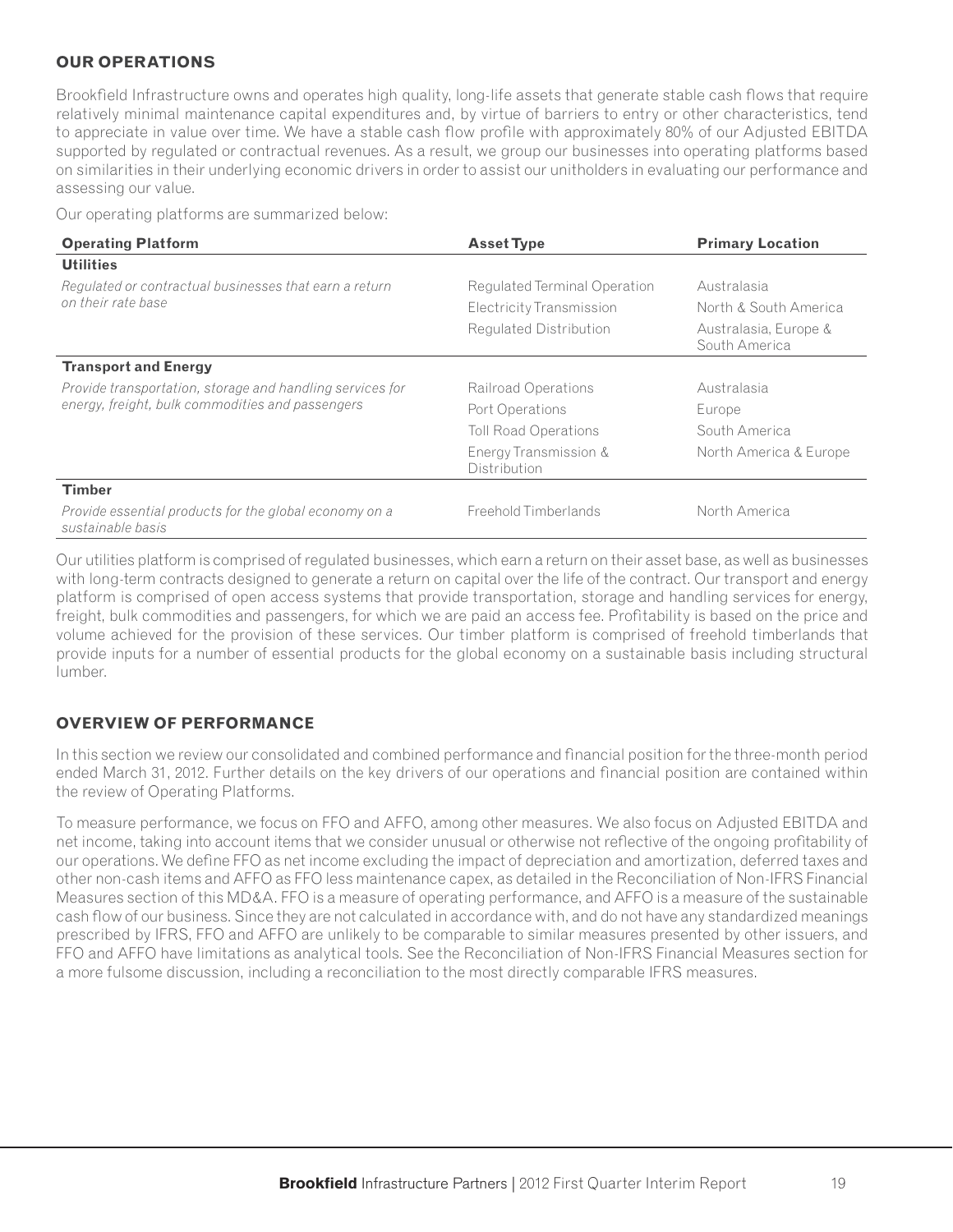## OUR OPERATIONS

Brookfield Infrastructure owns and operates high quality, long-life assets that generate stable cash flows that require relatively minimal maintenance capital expenditures and, by virtue of barriers to entry or other characteristics, tend to appreciate in value over time. We have a stable cash flow profile with approximately 80% of our Adjusted EBITDA supported by regulated or contractual revenues. As a result, we group our businesses into operating platforms based on similarities in their underlying economic drivers in order to assist our unitholders in evaluating our performance and assessing our value.

Our operating platforms are summarized below:

| Operating Platform | Asset Type | Primary Location |
|---|---|---|
| **Utilities** | | |
| *Regulated or contractual businesses that earn a return on their rate base* | Regulated Terminal Operation | Australasia |
| | Electricity Transmission | North & South America |
| | Regulated Distribution | Australasia, Europe & South America |
| **Transport and Energy** | | |
| *Provide transportation, storage and handling services for energy, freight, bulk commodities and passengers* | Railroad Operations | Australasia |
| | Port Operations | Europe |
| | Toll Road Operations | South America |
| | Energy Transmission & Distribution | North America & Europe |
| **Timber** | | |
| *Provide essential products for the global economy on a sustainable basis* | Freehold Timberlands | North America |

Our utilities platform is comprised of regulated businesses, which earn a return on their asset base, as well as businesses with long-term contracts designed to generate a return on capital over the life of the contract. Our transport and energy platform is comprised of open access systems that provide transportation, storage and handling services for energy, freight, bulk commodities and passengers, for which we are paid an access fee. Profitability is based on the price and volume achieved for the provision of these services. Our timber platform is comprised of freehold timberlands that provide inputs for a number of essential products for the global economy on a sustainable basis including structural lumber.

## OVERVIEW OF PERFORMANCE

In this section we review our consolidated and combined performance and financial position for the three-month period ended March 31, 2012. Further details on the key drivers of our operations and financial position are contained within the review of Operating Platforms.

To measure performance, we focus on FFO and AFFO, among other measures. We also focus on Adjusted EBITDA and net income, taking into account items that we consider unusual or otherwise not reflective of the ongoing profitability of our operations. We define FFO as net income excluding the impact of depreciation and amortization, deferred taxes and other non-cash items and AFFO as FFO less maintenance capex, as detailed in the Reconciliation of Non-IFRS Financial Measures section of this MD&A. FFO is a measure of operating performance, and AFFO is a measure of the sustainable cash flow of our business. Since they are not calculated in accordance with, and do not have any standardized meanings prescribed by IFRS, FFO and AFFO are unlikely to be comparable to similar measures presented by other issuers, and FFO and AFFO have limitations as analytical tools. See the Reconciliation of Non-IFRS Financial Measures section for a more fulsome discussion, including a reconciliation to the most directly comparable IFRS measures.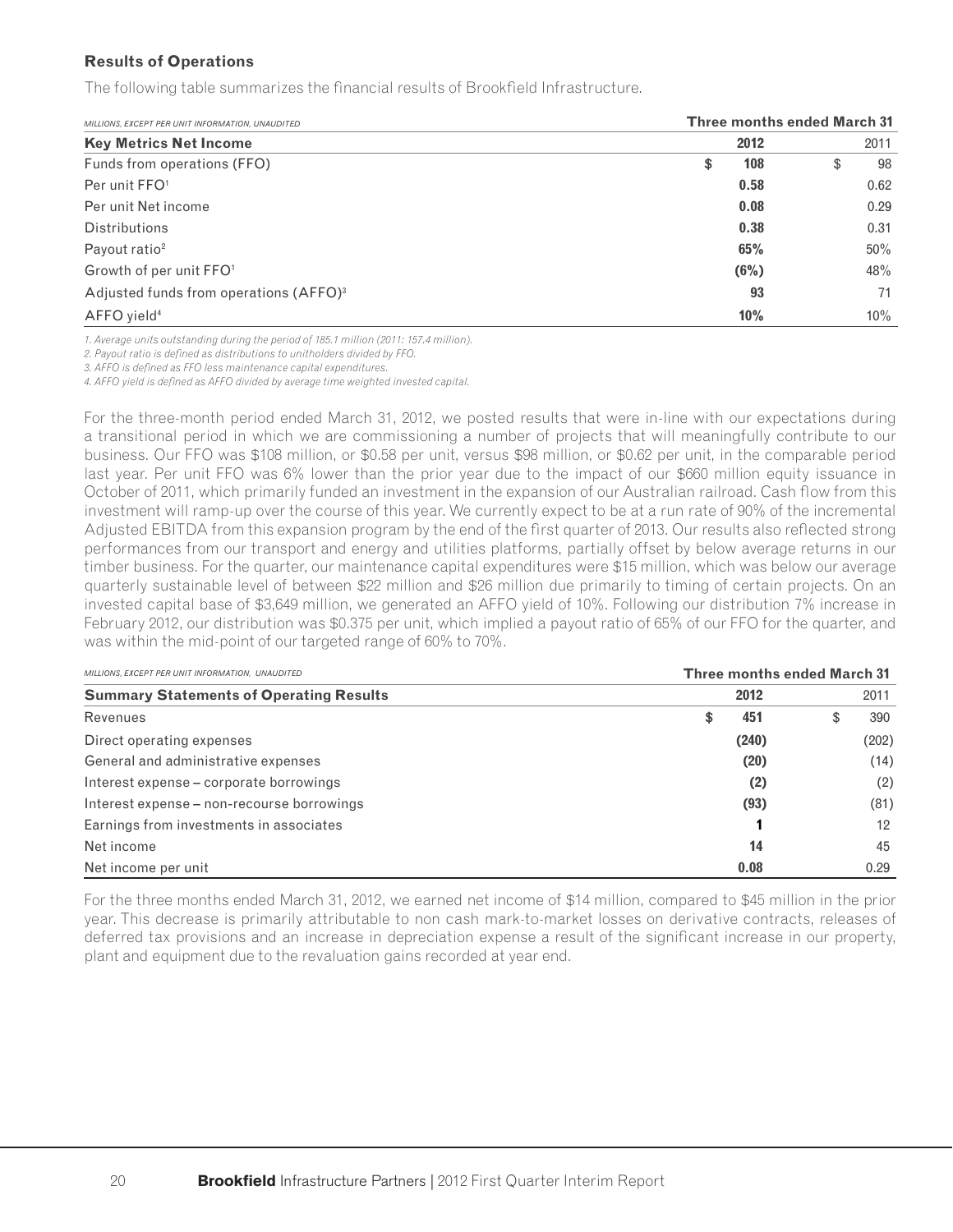## Results of Operations

The following table summarizes the financial results of Brookfield Infrastructure.

| *MILLIONS, EXCEPT PER UNIT INFORMATION, UNAUDITED* | **Three months ended March 31** | |
|---|---|---|
| **Key Metrics Net Income** | **2012** | 2011 |
| Funds from operations (FFO) | **$ 108** | $ 98 |
| Per unit FFO[1] | **0.58** | 0.62 |
| Per unit Net income | **0.08** | 0.29 |
| Distributions | **0.38** | 0.31 |
| Payout ratio[2] | **65%** | 50% |
| Growth of per unit FFO[1] | **(6%)** | 48% |
| Adjusted funds from operations (AFFO)[3] | **93** | 71 |
| AFFO yield[4] | **10%** | 10% |

*1. Average units outstanding during the period of 185.1 million (2011: 157.4 million).*
*2. Payout ratio is defined as distributions to unitholders divided by FFO.*
*3. AFFO is defined as FFO less maintenance capital expenditures.*
*4. AFFO yield is defined as AFFO divided by average time weighted invested capital.*

For the three-month period ended March 31, 2012, we posted results that were in-line with our expectations during a transitional period in which we are commissioning a number of projects that will meaningfully contribute to our business. Our FFO was $108 million, or $0.58 per unit, versus $98 million, or $0.62 per unit, in the comparable period last year. Per unit FFO was 6% lower than the prior year due to the impact of our $660 million equity issuance in October of 2011, which primarily funded an investment in the expansion of our Australian railroad. Cash flow from this investment will ramp-up over the course of this year. We currently expect to be at a run rate of 90% of the incremental Adjusted EBITDA from this expansion program by the end of the first quarter of 2013. Our results also reflected strong performances from our transport and energy and utilities platforms, partially offset by below average returns in our timber business. For the quarter, our maintenance capital expenditures were $15 million, which was below our average quarterly sustainable level of between $22 million and $26 million due primarily to timing of certain projects. On an invested capital base of $3,649 million, we generated an AFFO yield of 10%. Following our distribution 7% increase in February 2012, our distribution was $0.375 per unit, which implied a payout ratio of 65% of our FFO for the quarter, and was within the mid-point of our targeted range of 60% to 70%.

| *MILLIONS, EXCEPT PER UNIT INFORMATION, UNAUDITED* | **Three months ended March 31** | |
|---|---|---|
| **Summary Statements of Operating Results** | **2012** | 2011 |
| Revenues | **$ 451** | $ 390 |
| Direct operating expenses | **(240)** | (202) |
| General and administrative expenses | **(20)** | (14) |
| Interest expense – corporate borrowings | **(2)** | (2) |
| Interest expense – non-recourse borrowings | **(93)** | (81) |
| Earnings from investments in associates | **1** | 12 |
| Net income | **14** | 45 |
| Net income per unit | **0.08** | 0.29 |

For the three months ended March 31, 2012, we earned net income of $14 million, compared to $45 million in the prior year. This decrease is primarily attributable to non cash mark-to-market losses on derivative contracts, releases of deferred tax provisions and an increase in depreciation expense a result of the significant increase in our property, plant and equipment due to the revaluation gains recorded at year end.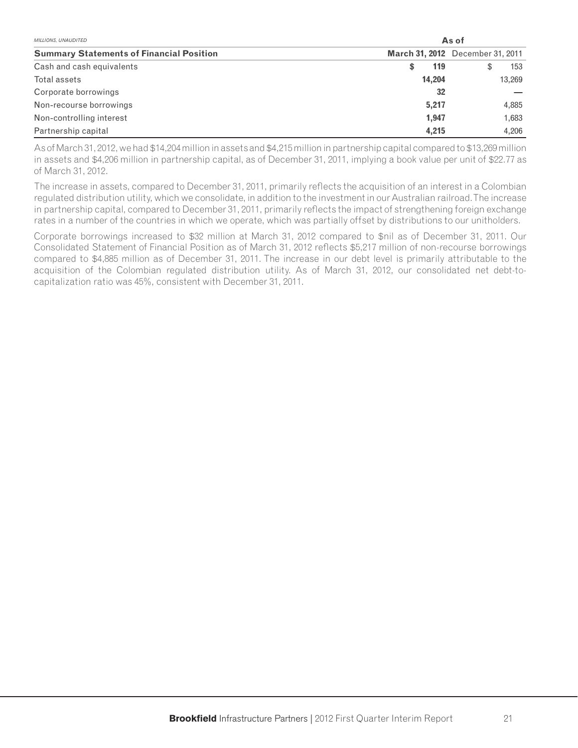| *MILLIONS, UNAUDITED* | As of | |
|---|---|---|
| **Summary Statements of Financial Position** | **March 31, 2012** | December 31, 2011 |
| Cash and cash equivalents | **$ 119** | $ 153 |
| Total assets | **14,204** | 13,269 |
| Corporate borrowings | **32** | — |
| Non-recourse borrowings | **5,217** | 4,885 |
| Non-controlling interest | **1,947** | 1,683 |
| Partnership capital | **4,215** | 4,206 |

As of March 31, 2012, we had $14,204 million in assets and $4,215 million in partnership capital compared to $13,269 million in assets and $4,206 million in partnership capital, as of December 31, 2011, implying a book value per unit of $22.77 as of March 31, 2012.

The increase in assets, compared to December 31, 2011, primarily reflects the acquisition of an interest in a Colombian regulated distribution utility, which we consolidate, in addition to the investment in our Australian railroad. The increase in partnership capital, compared to December 31, 2011, primarily reflects the impact of strengthening foreign exchange rates in a number of the countries in which we operate, which was partially offset by distributions to our unitholders.

Corporate borrowings increased to $32 million at March 31, 2012 compared to $nil as of December 31, 2011. Our Consolidated Statement of Financial Position as of March 31, 2012 reflects $5,217 million of non-recourse borrowings compared to $4,885 million as of December 31, 2011. The increase in our debt level is primarily attributable to the acquisition of the Colombian regulated distribution utility. As of March 31, 2012, our consolidated net debt-to-capitalization ratio was 45%, consistent with December 31, 2011.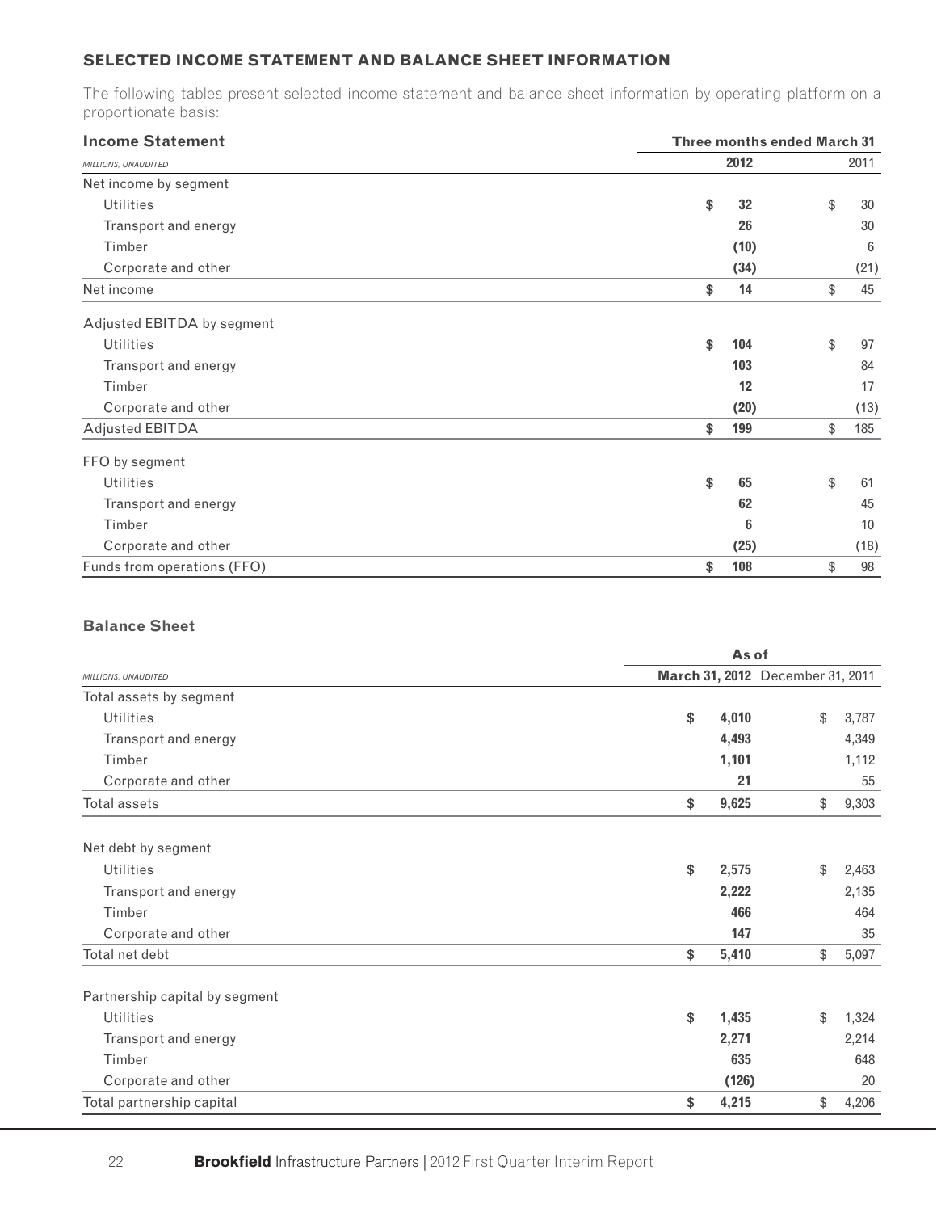### SELECTED INCOME STATEMENT AND BALANCE SHEET INFORMATION

The following tables present selected income statement and balance sheet information by operating platform on a proportionate basis:

| **Income Statement** | **Three months ended March 31** | |
|---|---|---|
| *MILLIONS, UNAUDITED* | **2012** | 2011 |
| Net income by segment | | |
| Utilities | **$ 32** | $ 30 |
| Transport and energy | **26** | 30 |
| Timber | **(10)** | 6 |
| Corporate and other | **(34)** | (21) |
| Net income | **$ 14** | $ 45 |
| Adjusted EBITDA by segment | | |
| Utilities | **$ 104** | $ 97 |
| Transport and energy | **103** | 84 |
| Timber | **12** | 17 |
| Corporate and other | **(20)** | (13) |
| Adjusted EBITDA | **$ 199** | $ 185 |
| FFO by segment | | |
| Utilities | **$ 65** | $ 61 |
| Transport and energy | **62** | 45 |
| Timber | **6** | 10 |
| Corporate and other | **(25)** | (18) |
| Funds from operations (FFO) | **$ 108** | $ 98 |

#### Balance Sheet

| | **As of** | |
|---|---|---|
| *MILLIONS, UNAUDITED* | **March 31, 2012** | December 31, 2011 |
| Total assets by segment | | |
| Utilities | **$ 4,010** | $ 3,787 |
| Transport and energy | **4,493** | 4,349 |
| Timber | **1,101** | 1,112 |
| Corporate and other | **21** | 55 |
| Total assets | **$ 9,625** | $ 9,303 |
| Net debt by segment | | |
| Utilities | **$ 2,575** | $ 2,463 |
| Transport and energy | **2,222** | 2,135 |
| Timber | **466** | 464 |
| Corporate and other | **147** | 35 |
| Total net debt | **$ 5,410** | $ 5,097 |
| Partnership capital by segment | | |
| Utilities | **$ 1,435** | $ 1,324 |
| Transport and energy | **2,271** | 2,214 |
| Timber | **635** | 648 |
| Corporate and other | **(126)** | 20 |
| Total partnership capital | **$ 4,215** | $ 4,206 |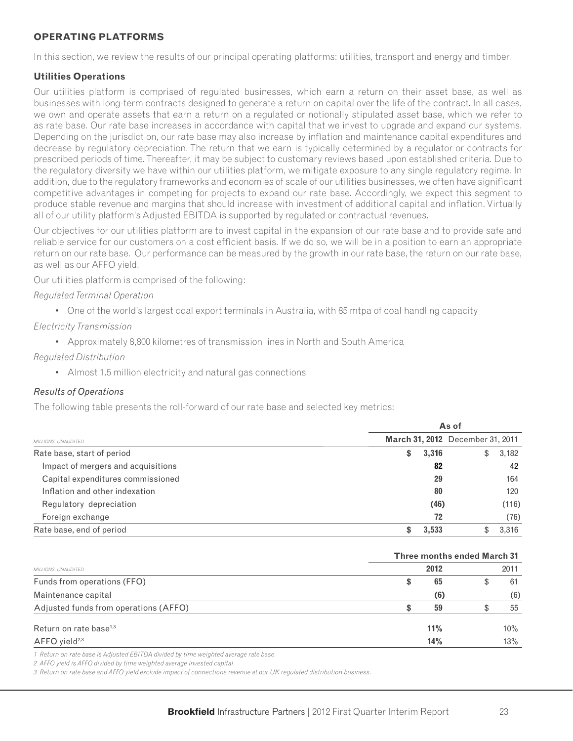## OPERATING PLATFORMS

In this section, we review the results of our principal operating platforms: utilities, transport and energy and timber.

### Utilities Operations

Our utilities platform is comprised of regulated businesses, which earn a return on their asset base, as well as businesses with long-term contracts designed to generate a return on capital over the life of the contract. In all cases, we own and operate assets that earn a return on a regulated or notionally stipulated asset base, which we refer to as rate base. Our rate base increases in accordance with capital that we invest to upgrade and expand our systems. Depending on the jurisdiction, our rate base may also increase by inflation and maintenance capital expenditures and decrease by regulatory depreciation. The return that we earn is typically determined by a regulator or contracts for prescribed periods of time. Thereafter, it may be subject to customary reviews based upon established criteria. Due to the regulatory diversity we have within our utilities platform, we mitigate exposure to any single regulatory regime. In addition, due to the regulatory frameworks and economies of scale of our utilities businesses, we often have significant competitive advantages in competing for projects to expand our rate base. Accordingly, we expect this segment to produce stable revenue and margins that should increase with investment of additional capital and inflation. Virtually all of our utility platform's Adjusted EBITDA is supported by regulated or contractual revenues.

Our objectives for our utilities platform are to invest capital in the expansion of our rate base and to provide safe and reliable service for our customers on a cost efficient basis. If we do so, we will be in a position to earn an appropriate return on our rate base. Our performance can be measured by the growth in our rate base, the return on our rate base, as well as our AFFO yield.

Our utilities platform is comprised of the following:

*Regulated Terminal Operation*

- One of the world's largest coal export terminals in Australia, with 85 mtpa of coal handling capacity

*Electricity Transmission*

- Approximately 8,800 kilometres of transmission lines in North and South America

*Regulated Distribution*

- Almost 1.5 million electricity and natural gas connections

*Results of Operations*

The following table presents the roll-forward of our rate base and selected key metrics:

| | As of | |
|---|---|---|
| *MILLIONS, UNAUDITED* | **March 31, 2012** | December 31, 2011 |
| Rate base, start of period | **$ 3,316** | $ 3,182 |
| Impact of mergers and acquisitions | **82** | 42 |
| Capital expenditures commissioned | **29** | 164 |
| Inflation and other indexation | **80** | 120 |
| Regulatory depreciation | **(46)** | (116) |
| Foreign exchange | **72** | (76) |
| Rate base, end of period | **$ 3,533** | $ 3,316 |

| | Three months ended March 31 | |
|---|---|---|
| *MILLIONS, UNAUDITED* | **2012** | 2011 |
| Funds from operations (FFO) | **$ 65** | $ 61 |
| Maintenance capital | **(6)** | (6) |
| Adjusted funds from operations (AFFO) | **$ 59** | $ 55 |
| Return on rate base[1,3] | **11%** | 10% |
| AFFO yield[2,3] | **14%** | 13% |

*1 Return on rate base is Adjusted EBITDA divided by time weighted average rate base.*

*2 AFFO yield is AFFO divided by time weighted average invested capital.*

*3 Return on rate base and AFFO yield exclude impact of connections revenue at our UK regulated distribution business.*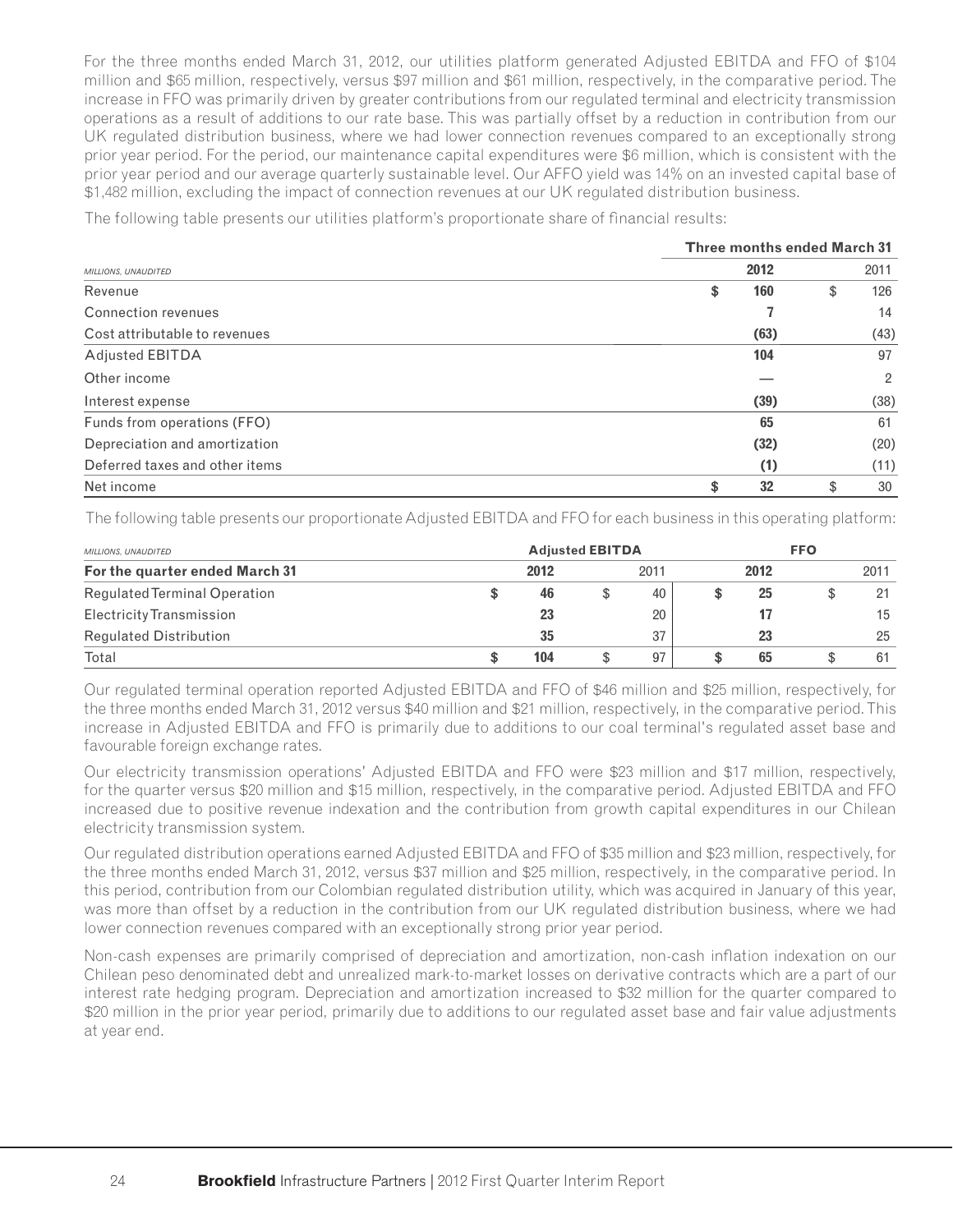For the three months ended March 31, 2012, our utilities platform generated Adjusted EBITDA and FFO of $104 million and $65 million, respectively, versus $97 million and $61 million, respectively, in the comparative period. The increase in FFO was primarily driven by greater contributions from our regulated terminal and electricity transmission operations as a result of additions to our rate base. This was partially offset by a reduction in contribution from our UK regulated distribution business, where we had lower connection revenues compared to an exceptionally strong prior year period. For the period, our maintenance capital expenditures were $6 million, which is consistent with the prior year period and our average quarterly sustainable level. Our AFFO yield was 14% on an invested capital base of $1,482 million, excluding the impact of connection revenues at our UK regulated distribution business.

The following table presents our utilities platform's proportionate share of financial results:

| | Three months ended March 31 | |
|---|---|---|
| *MILLIONS, UNAUDITED* | **2012** | 2011 |
| Revenue | **$ 160** | $ 126 |
| Connection revenues | **7** | 14 |
| Cost attributable to revenues | **(63)** | (43) |
| Adjusted EBITDA | **104** | 97 |
| Other income | **—** | 2 |
| Interest expense | **(39)** | (38) |
| Funds from operations (FFO) | **65** | 61 |
| Depreciation and amortization | **(32)** | (20) |
| Deferred taxes and other items | **(1)** | (11) |
| Net income | **$ 32** | $ 30 |

The following table presents our proportionate Adjusted EBITDA and FFO for each business in this operating platform:

| *MILLIONS, UNAUDITED* | Adjusted EBITDA | | FFO | |
|---|---|---|---|---|
| **For the quarter ended March 31** | **2012** | 2011 | **2012** | 2011 |
| Regulated Terminal Operation | **$ 46** | $ 40 | **$ 25** | $ 21 |
| Electricity Transmission | **23** | 20 | **17** | 15 |
| Regulated Distribution | **35** | 37 | **23** | 25 |
| Total | **$ 104** | $ 97 | **$ 65** | $ 61 |

Our regulated terminal operation reported Adjusted EBITDA and FFO of $46 million and $25 million, respectively, for the three months ended March 31, 2012 versus $40 million and $21 million, respectively, in the comparative period. This increase in Adjusted EBITDA and FFO is primarily due to additions to our coal terminal's regulated asset base and favourable foreign exchange rates.

Our electricity transmission operations' Adjusted EBITDA and FFO were $23 million and $17 million, respectively, for the quarter versus $20 million and $15 million, respectively, in the comparative period. Adjusted EBITDA and FFO increased due to positive revenue indexation and the contribution from growth capital expenditures in our Chilean electricity transmission system.

Our regulated distribution operations earned Adjusted EBITDA and FFO of $35 million and $23 million, respectively, for the three months ended March 31, 2012, versus $37 million and $25 million, respectively, in the comparative period. In this period, contribution from our Colombian regulated distribution utility, which was acquired in January of this year, was more than offset by a reduction in the contribution from our UK regulated distribution business, where we had lower connection revenues compared with an exceptionally strong prior year period.

Non-cash expenses are primarily comprised of depreciation and amortization, non-cash inflation indexation on our Chilean peso denominated debt and unrealized mark-to-market losses on derivative contracts which are a part of our interest rate hedging program. Depreciation and amortization increased to $32 million for the quarter compared to $20 million in the prior year period, primarily due to additions to our regulated asset base and fair value adjustments at year end.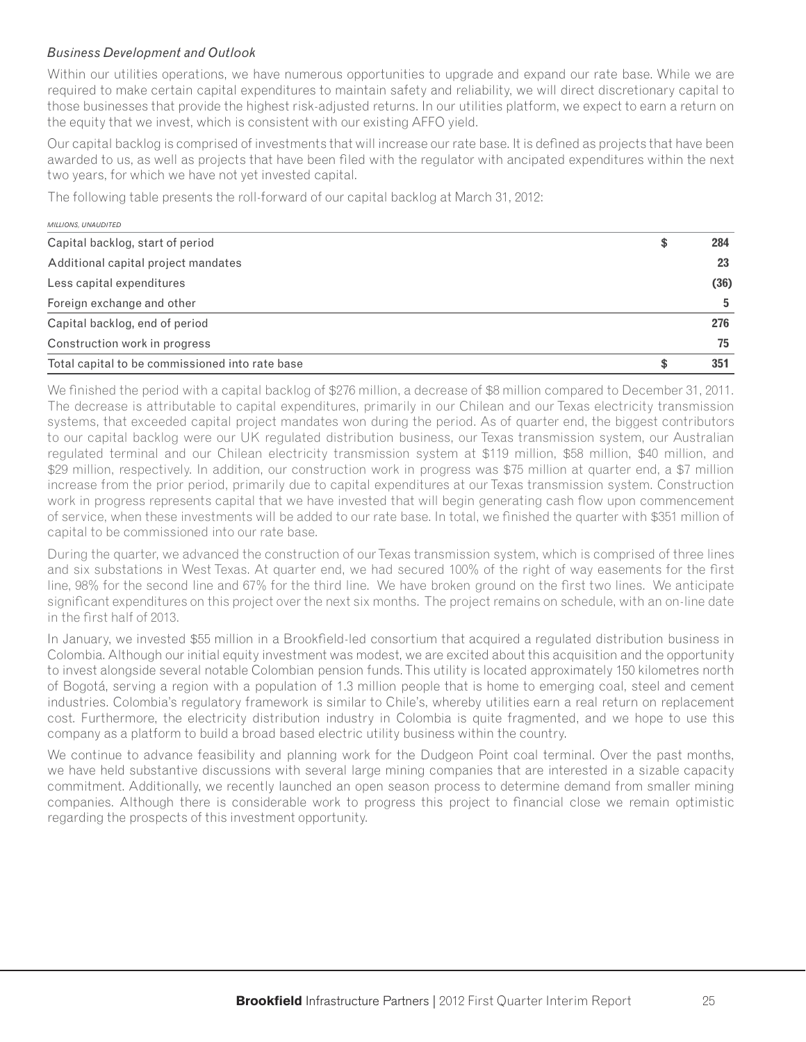*Business Development and Outlook*

Within our utilities operations, we have numerous opportunities to upgrade and expand our rate base. While we are required to make certain capital expenditures to maintain safety and reliability, we will direct discretionary capital to those businesses that provide the highest risk-adjusted returns. In our utilities platform, we expect to earn a return on the equity that we invest, which is consistent with our existing AFFO yield.

Our capital backlog is comprised of investments that will increase our rate base. It is defined as projects that have been awarded to us, as well as projects that have been filed with the regulator with ancipated expenditures within the next two years, for which we have not yet invested capital.

The following table presents the roll-forward of our capital backlog at March 31, 2012:

| MILLIONS, UNAUDITED | | |
|---|---|---|
| Capital backlog, start of period | $ | 284 |
| Additional capital project mandates | | 23 |
| Less capital expenditures | | (36) |
| Foreign exchange and other | | 5 |
| Capital backlog, end of period | | 276 |
| Construction work in progress | | 75 |
| Total capital to be commissioned into rate base | $ | 351 |

We finished the period with a capital backlog of $276 million, a decrease of $8 million compared to December 31, 2011. The decrease is attributable to capital expenditures, primarily in our Chilean and our Texas electricity transmission systems, that exceeded capital project mandates won during the period. As of quarter end, the biggest contributors to our capital backlog were our UK regulated distribution business, our Texas transmission system, our Australian regulated terminal and our Chilean electricity transmission system at $119 million, $58 million, $40 million, and $29 million, respectively. In addition, our construction work in progress was $75 million at quarter end, a $7 million increase from the prior period, primarily due to capital expenditures at our Texas transmission system. Construction work in progress represents capital that we have invested that will begin generating cash flow upon commencement of service, when these investments will be added to our rate base. In total, we finished the quarter with $351 million of capital to be commissioned into our rate base.

During the quarter, we advanced the construction of our Texas transmission system, which is comprised of three lines and six substations in West Texas. At quarter end, we had secured 100% of the right of way easements for the first line, 98% for the second line and 67% for the third line. We have broken ground on the first two lines. We anticipate significant expenditures on this project over the next six months. The project remains on schedule, with an on-line date in the first half of 2013.

In January, we invested $55 million in a Brookfield-led consortium that acquired a regulated distribution business in Colombia. Although our initial equity investment was modest, we are excited about this acquisition and the opportunity to invest alongside several notable Colombian pension funds. This utility is located approximately 150 kilometres north of Bogotá, serving a region with a population of 1.3 million people that is home to emerging coal, steel and cement industries. Colombia's regulatory framework is similar to Chile's, whereby utilities earn a real return on replacement cost. Furthermore, the electricity distribution industry in Colombia is quite fragmented, and we hope to use this company as a platform to build a broad based electric utility business within the country.

We continue to advance feasibility and planning work for the Dudgeon Point coal terminal. Over the past months, we have held substantive discussions with several large mining companies that are interested in a sizable capacity commitment. Additionally, we recently launched an open season process to determine demand from smaller mining companies. Although there is considerable work to progress this project to financial close we remain optimistic regarding the prospects of this investment opportunity.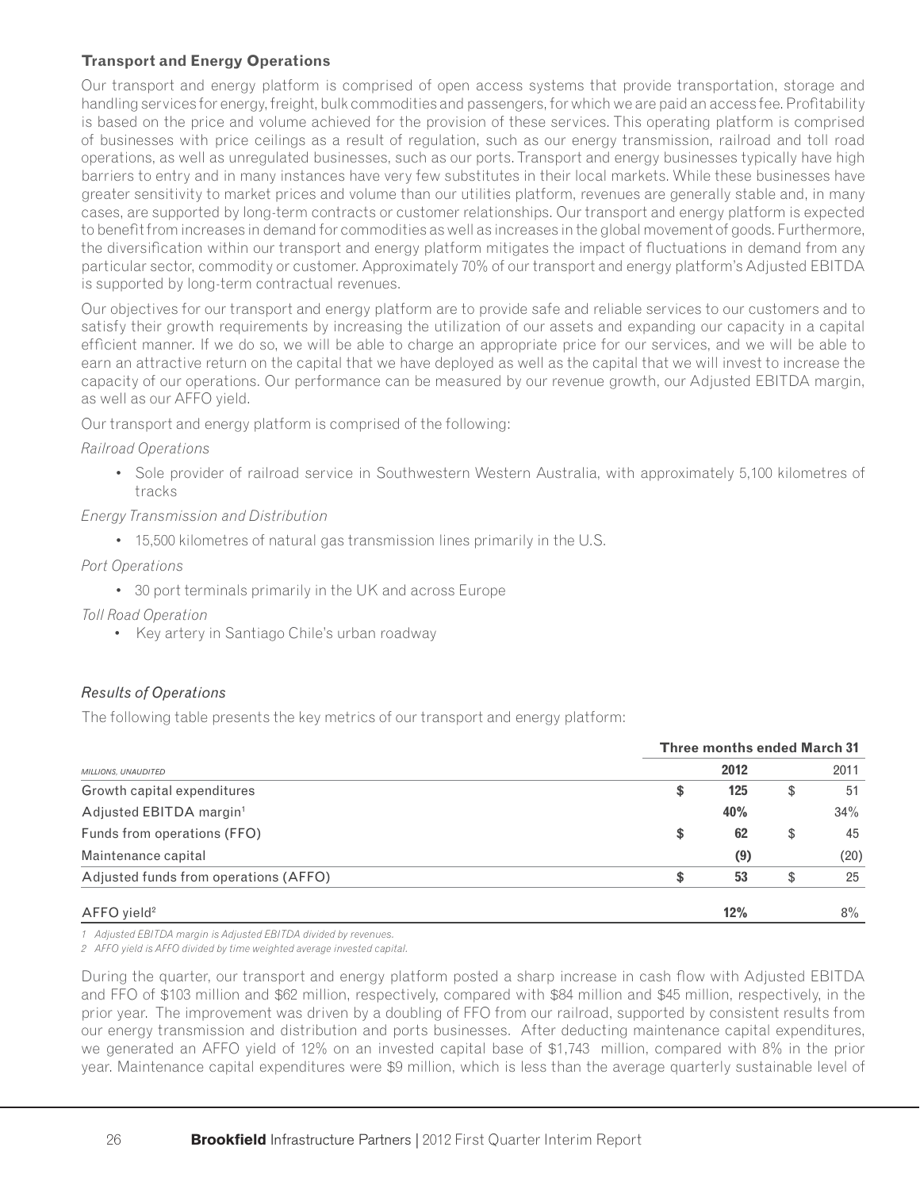### Transport and Energy Operations

Our transport and energy platform is comprised of open access systems that provide transportation, storage and handling services for energy, freight, bulk commodities and passengers, for which we are paid an access fee. Profitability is based on the price and volume achieved for the provision of these services. This operating platform is comprised of businesses with price ceilings as a result of regulation, such as our energy transmission, railroad and toll road operations, as well as unregulated businesses, such as our ports. Transport and energy businesses typically have high barriers to entry and in many instances have very few substitutes in their local markets. While these businesses have greater sensitivity to market prices and volume than our utilities platform, revenues are generally stable and, in many cases, are supported by long-term contracts or customer relationships. Our transport and energy platform is expected to benefit from increases in demand for commodities as well as increases in the global movement of goods. Furthermore, the diversification within our transport and energy platform mitigates the impact of fluctuations in demand from any particular sector, commodity or customer. Approximately 70% of our transport and energy platform's Adjusted EBITDA is supported by long-term contractual revenues.

Our objectives for our transport and energy platform are to provide safe and reliable services to our customers and to satisfy their growth requirements by increasing the utilization of our assets and expanding our capacity in a capital efficient manner. If we do so, we will be able to charge an appropriate price for our services, and we will be able to earn an attractive return on the capital that we have deployed as well as the capital that we will invest to increase the capacity of our operations. Our performance can be measured by our revenue growth, our Adjusted EBITDA margin, as well as our AFFO yield.

Our transport and energy platform is comprised of the following:

*Railroad Operations*

- Sole provider of railroad service in Southwestern Western Australia, with approximately 5,100 kilometres of tracks

*Energy Transmission and Distribution*

- 15,500 kilometres of natural gas transmission lines primarily in the U.S.

*Port Operations*

- 30 port terminals primarily in the UK and across Europe

*Toll Road Operation*

- Key artery in Santiago Chile's urban roadway

*Results of Operations*

The following table presents the key metrics of our transport and energy platform:

| | Three months ended March 31 | |
|---|---|---|
| *MILLIONS, UNAUDITED* | **2012** | 2011 |
| Growth capital expenditures | **$ 125** | $ 51 |
| Adjusted EBITDA margin[1] | **40%** | 34% |
| Funds from operations (FFO) | **$ 62** | $ 45 |
| Maintenance capital | **(9)** | (20) |
| Adjusted funds from operations (AFFO) | **$ 53** | $ 25 |
| AFFO yield[2] | **12%** | 8% |

*1 Adjusted EBITDA margin is Adjusted EBITDA divided by revenues.*

*2 AFFO yield is AFFO divided by time weighted average invested capital.*

During the quarter, our transport and energy platform posted a sharp increase in cash flow with Adjusted EBITDA and FFO of $103 million and $62 million, respectively, compared with $84 million and $45 million, respectively, in the prior year. The improvement was driven by a doubling of FFO from our railroad, supported by consistent results from our energy transmission and distribution and ports businesses. After deducting maintenance capital expenditures, we generated an AFFO yield of 12% on an invested capital base of $1,743 million, compared with 8% in the prior year. Maintenance capital expenditures were $9 million, which is less than the average quarterly sustainable level of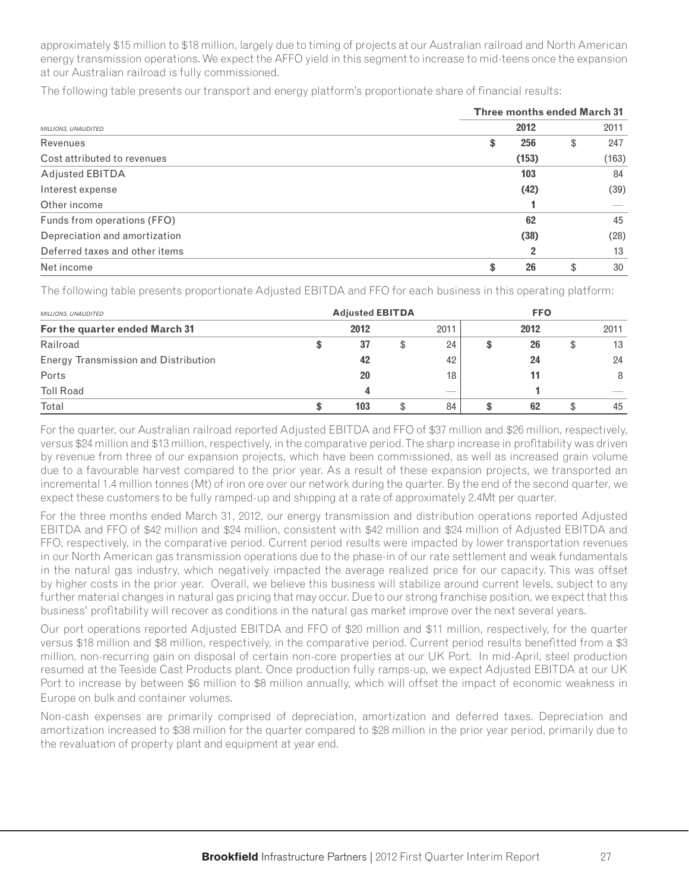approximately $15 million to $18 million, largely due to timing of projects at our Australian railroad and North American energy transmission operations. We expect the AFFO yield in this segment to increase to mid-teens once the expansion at our Australian railroad is fully commissioned.

The following table presents our transport and energy platform's proportionate share of financial results:

| | Three months ended March 31 | |
|---|---|---|
| *MILLIONS, UNAUDITED* | **2012** | 2011 |
| Revenues | **$ 256** | $ 247 |
| Cost attributed to revenues | **(153)** | (163) |
| Adjusted EBITDA | **103** | 84 |
| Interest expense | **(42)** | (39) |
| Other income | **1** | — |
| Funds from operations (FFO) | **62** | 45 |
| Depreciation and amortization | **(38)** | (28) |
| Deferred taxes and other items | **2** | 13 |
| Net income | **$ 26** | $ 30 |

The following table presents proportionate Adjusted EBITDA and FFO for each business in this operating platform:

| *MILLIONS, UNAUDITED* | Adjusted EBITDA | | FFO | |
|---|---|---|---|---|
| **For the quarter ended March 31** | **2012** | 2011 | **2012** | 2011 |
| Railroad | **$ 37** | $ 24 | **$ 26** | $ 13 |
| Energy Transmission and Distribution | **42** | 42 | **24** | 24 |
| Ports | **20** | 18 | **11** | 8 |
| Toll Road | **4** | — | **1** | — |
| Total | **$ 103** | $ 84 | **$ 62** | $ 45 |

For the quarter, our Australian railroad reported Adjusted EBITDA and FFO of $37 million and $26 million, respectively, versus $24 million and $13 million, respectively, in the comparative period. The sharp increase in profitability was driven by revenue from three of our expansion projects, which have been commissioned, as well as increased grain volume due to a favourable harvest compared to the prior year. As a result of these expansion projects, we transported an incremental 1.4 million tonnes (Mt) of iron ore over our network during the quarter. By the end of the second quarter, we expect these customers to be fully ramped-up and shipping at a rate of approximately 2.4Mt per quarter.

For the three months ended March 31, 2012, our energy transmission and distribution operations reported Adjusted EBITDA and FFO of $42 million and $24 million, consistent with $42 million and $24 million of Adjusted EBITDA and FFO, respectively, in the comparative period. Current period results were impacted by lower transportation revenues in our North American gas transmission operations due to the phase-in of our rate settlement and weak fundamentals in the natural gas industry, which negatively impacted the average realized price for our capacity. This was offset by higher costs in the prior year. Overall, we believe this business will stabilize around current levels, subject to any further material changes in natural gas pricing that may occur. Due to our strong franchise position, we expect that this business' profitability will recover as conditions in the natural gas market improve over the next several years.

Our port operations reported Adjusted EBITDA and FFO of $20 million and $11 million, respectively, for the quarter versus $18 million and $8 million, respectively, in the comparative period. Current period results benefitted from a $3 million, non-recurring gain on disposal of certain non-core properties at our UK Port. In mid-April, steel production resumed at the Teeside Cast Products plant. Once production fully ramps-up, we expect Adjusted EBITDA at our UK Port to increase by between $6 million to $8 million annually, which will offset the impact of economic weakness in Europe on bulk and container volumes.

Non-cash expenses are primarily comprised of depreciation, amortization and deferred taxes. Depreciation and amortization increased to $38 million for the quarter compared to $28 million in the prior year period, primarily due to the revaluation of property plant and equipment at year end.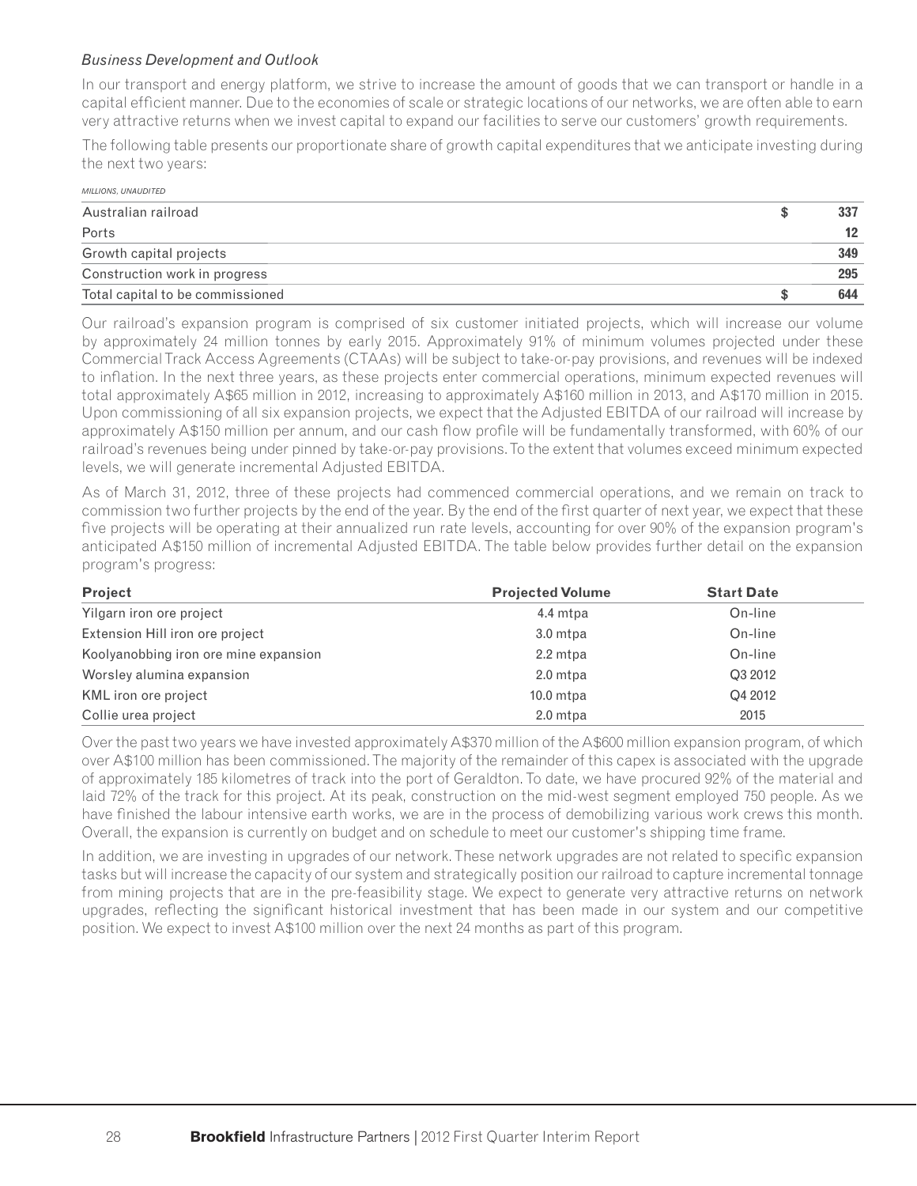*Business Development and Outlook*

In our transport and energy platform, we strive to increase the amount of goods that we can transport or handle in a capital efficient manner. Due to the economies of scale or strategic locations of our networks, we are often able to earn very attractive returns when we invest capital to expand our facilities to serve our customers' growth requirements.

The following table presents our proportionate share of growth capital expenditures that we anticipate investing during the next two years:

| MILLIONS, UNAUDITED | | |
|---|---|---|
| Australian railroad | $ | **337** |
| Ports | | **12** |
| Growth capital projects | | **349** |
| Construction work in progress | | **295** |
| Total capital to be commissioned | $ | **644** |

Our railroad's expansion program is comprised of six customer initiated projects, which will increase our volume by approximately 24 million tonnes by early 2015. Approximately 91% of minimum volumes projected under these Commercial Track Access Agreements (CTAAs) will be subject to take-or-pay provisions, and revenues will be indexed to inflation. In the next three years, as these projects enter commercial operations, minimum expected revenues will total approximately A$65 million in 2012, increasing to approximately A$160 million in 2013, and A$170 million in 2015. Upon commissioning of all six expansion projects, we expect that the Adjusted EBITDA of our railroad will increase by approximately A$150 million per annum, and our cash flow profile will be fundamentally transformed, with 60% of our railroad's revenues being under pinned by take-or-pay provisions. To the extent that volumes exceed minimum expected levels, we will generate incremental Adjusted EBITDA.

As of March 31, 2012, three of these projects had commenced commercial operations, and we remain on track to commission two further projects by the end of the year. By the end of the first quarter of next year, we expect that these five projects will be operating at their annualized run rate levels, accounting for over 90% of the expansion program's anticipated A$150 million of incremental Adjusted EBITDA. The table below provides further detail on the expansion program's progress:

| Project | Projected Volume | Start Date |
|---|---|---|
| Yilgarn iron ore project | 4.4 mtpa | On-line |
| Extension Hill iron ore project | 3.0 mtpa | On-line |
| Koolyanobbing iron ore mine expansion | 2.2 mtpa | On-line |
| Worsley alumina expansion | 2.0 mtpa | Q3 2012 |
| KML iron ore project | 10.0 mtpa | Q4 2012 |
| Collie urea project | 2.0 mtpa | 2015 |

Over the past two years we have invested approximately A$370 million of the A$600 million expansion program, of which over A$100 million has been commissioned. The majority of the remainder of this capex is associated with the upgrade of approximately 185 kilometres of track into the port of Geraldton. To date, we have procured 92% of the material and laid 72% of the track for this project. At its peak, construction on the mid-west segment employed 750 people. As we have finished the labour intensive earth works, we are in the process of demobilizing various work crews this month. Overall, the expansion is currently on budget and on schedule to meet our customer's shipping time frame.

In addition, we are investing in upgrades of our network. These network upgrades are not related to specific expansion tasks but will increase the capacity of our system and strategically position our railroad to capture incremental tonnage from mining projects that are in the pre-feasibility stage. We expect to generate very attractive returns on network upgrades, reflecting the significant historical investment that has been made in our system and our competitive position. We expect to invest A$100 million over the next 24 months as part of this program.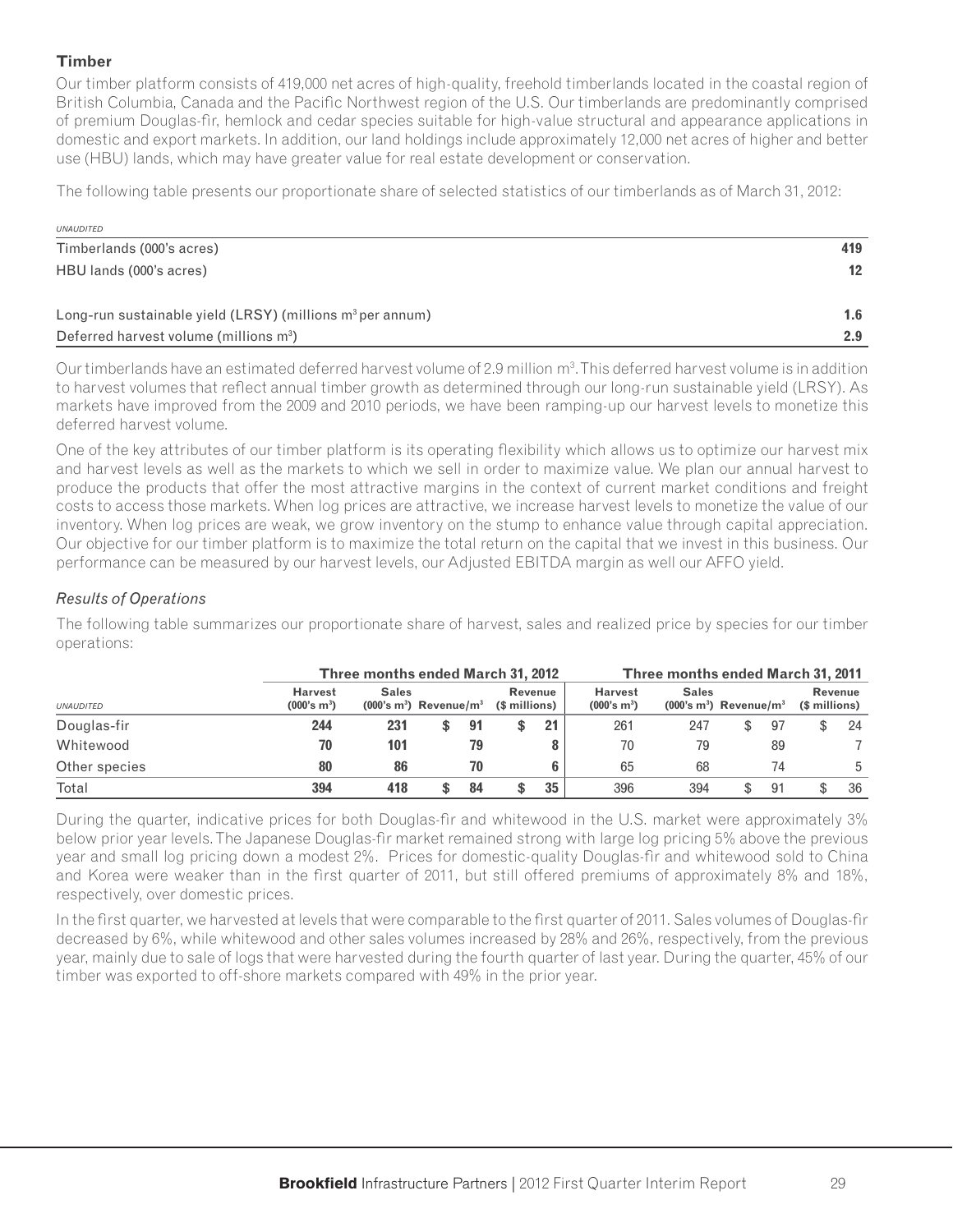## Timber

Our timber platform consists of 419,000 net acres of high-quality, freehold timberlands located in the coastal region of British Columbia, Canada and the Pacific Northwest region of the U.S. Our timberlands are predominantly comprised of premium Douglas-fir, hemlock and cedar species suitable for high-value structural and appearance applications in domestic and export markets. In addition, our land holdings include approximately 12,000 net acres of higher and better use (HBU) lands, which may have greater value for real estate development or conservation.

The following table presents our proportionate share of selected statistics of our timberlands as of March 31, 2012:

| *UNAUDITED* | |
|---|---|
| Timberlands (000's acres) | **419** |
| HBU lands (000's acres) | **12** |
| Long-run sustainable yield (LRSY) (millions m³ per annum) | **1.6** |
| Deferred harvest volume (millions m³) | **2.9** |

Our timberlands have an estimated deferred harvest volume of 2.9 million m³. This deferred harvest volume is in addition to harvest volumes that reflect annual timber growth as determined through our long-run sustainable yield (LRSY). As markets have improved from the 2009 and 2010 periods, we have been ramping-up our harvest levels to monetize this deferred harvest volume.

One of the key attributes of our timber platform is its operating flexibility which allows us to optimize our harvest mix and harvest levels as well as the markets to which we sell in order to maximize value. We plan our annual harvest to produce the products that offer the most attractive margins in the context of current market conditions and freight costs to access those markets. When log prices are attractive, we increase harvest levels to monetize the value of our inventory. When log prices are weak, we grow inventory on the stump to enhance value through capital appreciation. Our objective for our timber platform is to maximize the total return on the capital that we invest in this business. Our performance can be measured by our harvest levels, our Adjusted EBITDA margin as well our AFFO yield.

### *Results of Operations*

The following table summarizes our proportionate share of harvest, sales and realized price by species for our timber operations:

| | **Three months ended March 31, 2012** | | | | **Three months ended March 31, 2011** | | | |
|---|---|---|---|---|---|---|---|---|
| *UNAUDITED* | **Harvest (000's m³)** | **Sales (000's m³)** | **Revenue/m³** | **Revenue ($ millions)** | **Harvest (000's m³)** | **Sales (000's m³)** | **Revenue/m³** | **Revenue ($ millions)** |
| Douglas-fir | **244** | **231** | **$ 91** | **$ 21** | 261 | 247 | $ 97 | $ 24 |
| Whitewood | **70** | **101** | **79** | **8** | 70 | 79 | 89 | 7 |
| Other species | **80** | **86** | **70** | **6** | 65 | 68 | 74 | 5 |
| Total | **394** | **418** | **$ 84** | **$ 35** | 396 | 394 | $ 91 | $ 36 |

During the quarter, indicative prices for both Douglas-fir and whitewood in the U.S. market were approximately 3% below prior year levels. The Japanese Douglas-fir market remained strong with large log pricing 5% above the previous year and small log pricing down a modest 2%. Prices for domestic-quality Douglas-fir and whitewood sold to China and Korea were weaker than in the first quarter of 2011, but still offered premiums of approximately 8% and 18%, respectively, over domestic prices.

In the first quarter, we harvested at levels that were comparable to the first quarter of 2011. Sales volumes of Douglas-fir decreased by 6%, while whitewood and other sales volumes increased by 28% and 26%, respectively, from the previous year, mainly due to sale of logs that were harvested during the fourth quarter of last year. During the quarter, 45% of our timber was exported to off-shore markets compared with 49% in the prior year.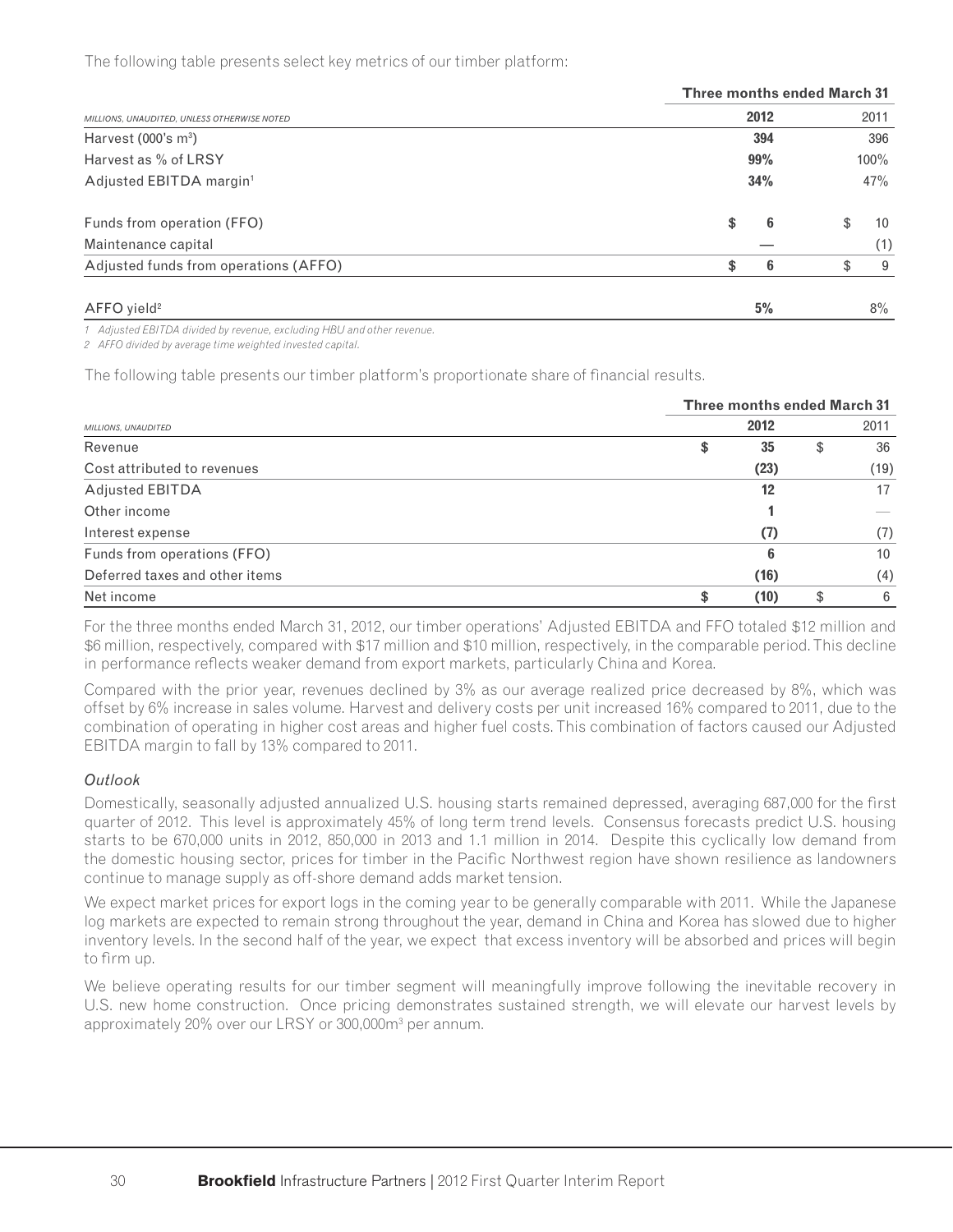The following table presents select key metrics of our timber platform:

| | Three months ended March 31 | |
|---|---|---|
| *MILLIONS, UNAUDITED, UNLESS OTHERWISE NOTED* | **2012** | 2011 |
| Harvest (000's $m^3$) | **394** | 396 |
| Harvest as % of LRSY | **99%** | 100% |
| Adjusted EBITDA margin[1] | **34%** | 47% |
| Funds from operation (FFO) | **$ 6** | $ 10 |
| Maintenance capital | **—** | (1) |
| Adjusted funds from operations (AFFO) | **$ 6** | $ 9 |
| AFFO yield[2] | **5%** | 8% |

*1 Adjusted EBITDA divided by revenue, excluding HBU and other revenue.*

*2 AFFO divided by average time weighted invested capital.*

The following table presents our timber platform's proportionate share of financial results.

| | Three months ended March 31 | |
|---|---|---|
| *MILLIONS, UNAUDITED* | **2012** | 2011 |
| Revenue | **$ 35** | $ 36 |
| Cost attributed to revenues | **(23)** | (19) |
| Adjusted EBITDA | **12** | 17 |
| Other income | **1** | — |
| Interest expense | **(7)** | (7) |
| Funds from operations (FFO) | **6** | 10 |
| Deferred taxes and other items | **(16)** | (4) |
| Net income | **$ (10)** | $ 6 |

For the three months ended March 31, 2012, our timber operations' Adjusted EBITDA and FFO totaled $12 million and $6 million, respectively, compared with $17 million and $10 million, respectively, in the comparable period. This decline in performance reflects weaker demand from export markets, particularly China and Korea.

Compared with the prior year, revenues declined by 3% as our average realized price decreased by 8%, which was offset by 6% increase in sales volume. Harvest and delivery costs per unit increased 16% compared to 2011, due to the combination of operating in higher cost areas and higher fuel costs. This combination of factors caused our Adjusted EBITDA margin to fall by 13% compared to 2011.

### *Outlook*

Domestically, seasonally adjusted annualized U.S. housing starts remained depressed, averaging 687,000 for the first quarter of 2012. This level is approximately 45% of long term trend levels. Consensus forecasts predict U.S. housing starts to be 670,000 units in 2012, 850,000 in 2013 and 1.1 million in 2014. Despite this cyclically low demand from the domestic housing sector, prices for timber in the Pacific Northwest region have shown resilience as landowners continue to manage supply as off-shore demand adds market tension.

We expect market prices for export logs in the coming year to be generally comparable with 2011. While the Japanese log markets are expected to remain strong throughout the year, demand in China and Korea has slowed due to higher inventory levels. In the second half of the year, we expect that excess inventory will be absorbed and prices will begin to firm up.

We believe operating results for our timber segment will meaningfully improve following the inevitable recovery in U.S. new home construction. Once pricing demonstrates sustained strength, we will elevate our harvest levels by approximately 20% over our LRSY or 300,000$m^3$ per annum.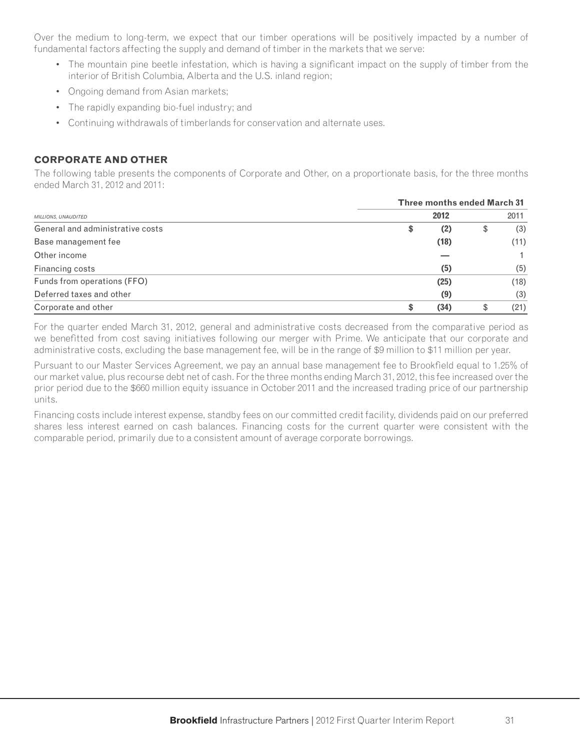Over the medium to long-term, we expect that our timber operations will be positively impacted by a number of fundamental factors affecting the supply and demand of timber in the markets that we serve:

- The mountain pine beetle infestation, which is having a significant impact on the supply of timber from the interior of British Columbia, Alberta and the U.S. inland region;
- Ongoing demand from Asian markets;
- The rapidly expanding bio-fuel industry; and
- Continuing withdrawals of timberlands for conservation and alternate uses.

## CORPORATE AND OTHER

The following table presents the components of Corporate and Other, on a proportionate basis, for the three months ended March 31, 2012 and 2011:

| | Three months ended March 31 | |
|---|---|---|
| *MILLIONS, UNAUDITED* | **2012** | 2011 |
| General and administrative costs | **$ (2)** | $ (3) |
| Base management fee | **(18)** | (11) |
| Other income | **—** | 1 |
| Financing costs | **(5)** | (5) |
| Funds from operations (FFO) | **(25)** | (18) |
| Deferred taxes and other | **(9)** | (3) |
| Corporate and other | **$ (34)** | $ (21) |

For the quarter ended March 31, 2012, general and administrative costs decreased from the comparative period as we benefitted from cost saving initiatives following our merger with Prime. We anticipate that our corporate and administrative costs, excluding the base management fee, will be in the range of $9 million to $11 million per year.

Pursuant to our Master Services Agreement, we pay an annual base management fee to Brookfield equal to 1.25% of our market value, plus recourse debt net of cash. For the three months ending March 31, 2012, this fee increased over the prior period due to the $660 million equity issuance in October 2011 and the increased trading price of our partnership units.

Financing costs include interest expense, standby fees on our committed credit facility, dividends paid on our preferred shares less interest earned on cash balances. Financing costs for the current quarter were consistent with the comparable period, primarily due to a consistent amount of average corporate borrowings.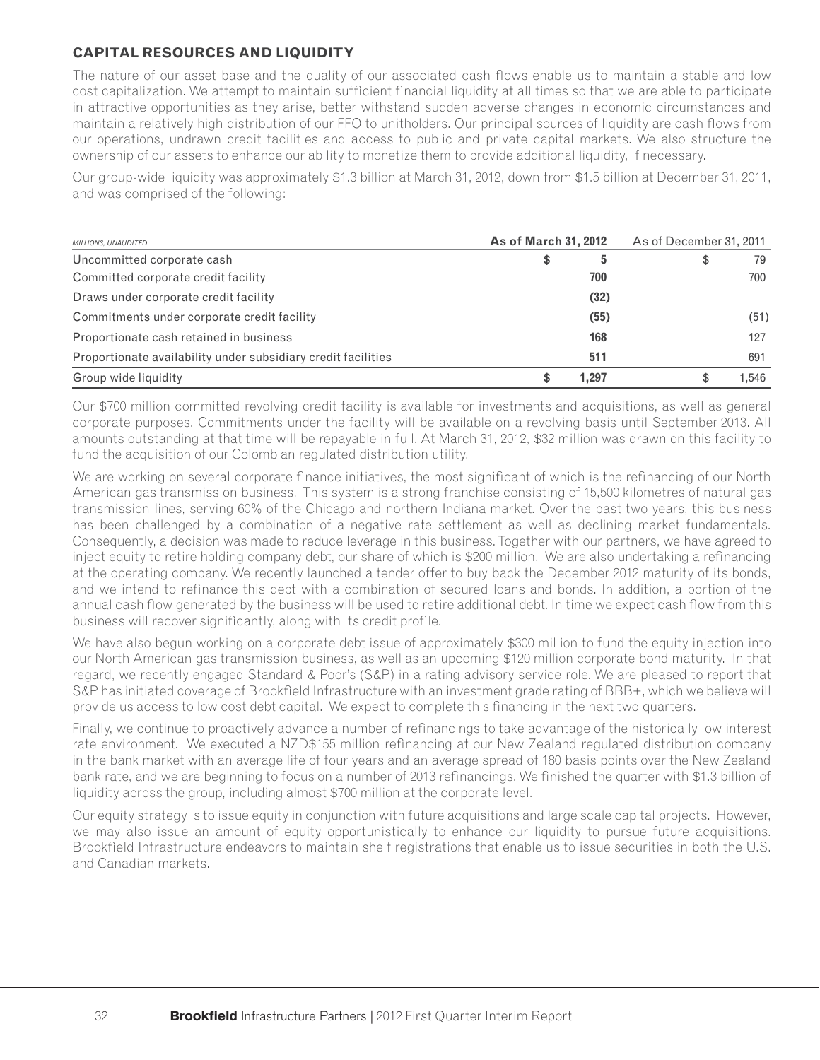## CAPITAL RESOURCES AND LIQUIDITY

The nature of our asset base and the quality of our associated cash flows enable us to maintain a stable and low cost capitalization. We attempt to maintain sufficient financial liquidity at all times so that we are able to participate in attractive opportunities as they arise, better withstand sudden adverse changes in economic circumstances and maintain a relatively high distribution of our FFO to unitholders. Our principal sources of liquidity are cash flows from our operations, undrawn credit facilities and access to public and private capital markets. We also structure the ownership of our assets to enhance our ability to monetize them to provide additional liquidity, if necessary.

Our group-wide liquidity was approximately $1.3 billion at March 31, 2012, down from $1.5 billion at December 31, 2011, and was comprised of the following:

| *MILLIONS, UNAUDITED* | **As of March 31, 2012** | As of December 31, 2011 |
|---|---|---|
| Uncommitted corporate cash | **$ 5** | $ 79 |
| Committed corporate credit facility | **700** | 700 |
| Draws under corporate credit facility | **(32)** | — |
| Commitments under corporate credit facility | **(55)** | (51) |
| Proportionate cash retained in business | **168** | 127 |
| Proportionate availability under subsidiary credit facilities | **511** | 691 |
| Group wide liquidity | **$ 1,297** | $ 1,546 |

Our $700 million committed revolving credit facility is available for investments and acquisitions, as well as general corporate purposes. Commitments under the facility will be available on a revolving basis until September 2013. All amounts outstanding at that time will be repayable in full. At March 31, 2012, $32 million was drawn on this facility to fund the acquisition of our Colombian regulated distribution utility.

We are working on several corporate finance initiatives, the most significant of which is the refinancing of our North American gas transmission business. This system is a strong franchise consisting of 15,500 kilometres of natural gas transmission lines, serving 60% of the Chicago and northern Indiana market. Over the past two years, this business has been challenged by a combination of a negative rate settlement as well as declining market fundamentals. Consequently, a decision was made to reduce leverage in this business. Together with our partners, we have agreed to inject equity to retire holding company debt, our share of which is $200 million. We are also undertaking a refinancing at the operating company. We recently launched a tender offer to buy back the December 2012 maturity of its bonds, and we intend to refinance this debt with a combination of secured loans and bonds. In addition, a portion of the annual cash flow generated by the business will be used to retire additional debt. In time we expect cash flow from this business will recover significantly, along with its credit profile.

We have also begun working on a corporate debt issue of approximately $300 million to fund the equity injection into our North American gas transmission business, as well as an upcoming $120 million corporate bond maturity. In that regard, we recently engaged Standard & Poor's (S&P) in a rating advisory service role. We are pleased to report that S&P has initiated coverage of Brookfield Infrastructure with an investment grade rating of BBB+, which we believe will provide us access to low cost debt capital. We expect to complete this financing in the next two quarters.

Finally, we continue to proactively advance a number of refinancings to take advantage of the historically low interest rate environment. We executed a NZD$155 million refinancing at our New Zealand regulated distribution company in the bank market with an average life of four years and an average spread of 180 basis points over the New Zealand bank rate, and we are beginning to focus on a number of 2013 refinancings. We finished the quarter with $1.3 billion of liquidity across the group, including almost $700 million at the corporate level.

Our equity strategy is to issue equity in conjunction with future acquisitions and large scale capital projects. However, we may also issue an amount of equity opportunistically to enhance our liquidity to pursue future acquisitions. Brookfield Infrastructure endeavors to maintain shelf registrations that enable us to issue securities in both the U.S. and Canadian markets.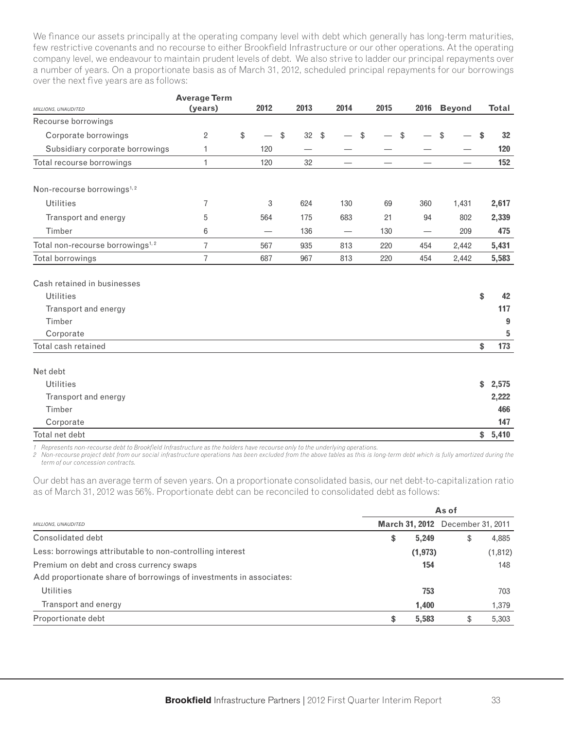We finance our assets principally at the operating company level with debt which generally has long-term maturities, few restrictive covenants and no recourse to either Brookfield Infrastructure or our other operations. At the operating company level, we endeavour to maintain prudent levels of debt. We also strive to ladder our principal repayments over a number of years. On a proportionate basis as of March 31, 2012, scheduled principal repayments for our borrowings over the next five years are as follows:

| *MILLIONS, UNAUDITED* | Average Term (years) | 2012 | 2013 | 2014 | 2015 | 2016 | Beyond | Total |
|---|---|---|---|---|---|---|---|---|
| Recourse borrowings | | | | | | | | |
| Corporate borrowings | 2 | $ — | $ 32 | $ — | $ — | $ — | $ — | **$ 32** |
| Subsidiary corporate borrowings | 1 | 120 | — | — | — | — | — | **120** |
| Total recourse borrowings | 1 | 120 | 32 | — | — | — | — | **152** |
| | | | | | | | | |
| Non-recourse borrowings[1, 2] | | | | | | | | |
| Utilities | 7 | 3 | 624 | 130 | 69 | 360 | 1,431 | **2,617** |
| Transport and energy | 5 | 564 | 175 | 683 | 21 | 94 | 802 | **2,339** |
| Timber | 6 | — | 136 | — | 130 | — | 209 | **475** |
| Total non-recourse borrowings[1, 2] | 7 | 567 | 935 | 813 | 220 | 454 | 2,442 | **5,431** |
| Total borrowings | 7 | 687 | 967 | 813 | 220 | 454 | 2,442 | **5,583** |
| | | | | | | | | |
| Cash retained in businesses | | | | | | | | |
| Utilities | | | | | | | | **$ 42** |
| Transport and energy | | | | | | | | **117** |
| Timber | | | | | | | | **9** |
| Corporate | | | | | | | | **5** |
| Total cash retained | | | | | | | | **$ 173** |
| | | | | | | | | |
| Net debt | | | | | | | | |
| Utilities | | | | | | | | **$ 2,575** |
| Transport and energy | | | | | | | | **2,222** |
| Timber | | | | | | | | **466** |
| Corporate | | | | | | | | **147** |
| Total net debt | | | | | | | | **$ 5,410** |

*1 Represents non-recourse debt to Brookfield Infrastructure as the holders have recourse only to the underlying operations.*
*2 Non-recourse project debt from our social infrastructure operations has been excluded from the above tables as this is long-term debt which is fully amortized during the term of our concession contracts.*

Our debt has an average term of seven years. On a proportionate consolidated basis, our net debt-to-capitalization ratio as of March 31, 2012 was 56%. Proportionate debt can be reconciled to consolidated debt as follows:

| | As of | |
|---|---|---|
| *MILLIONS, UNAUDITED* | **March 31, 2012** | December 31, 2011 |
| Consolidated debt | **$ 5,249** | $ 4,885 |
| Less: borrowings attributable to non-controlling interest | **(1,973)** | (1,812) |
| Premium on debt and cross currency swaps | **154** | 148 |
| Add proportionate share of borrowings of investments in associates: | | |
| Utilities | **753** | 703 |
| Transport and energy | **1,400** | 1,379 |
| Proportionate debt | **$ 5,583** | $ 5,303 |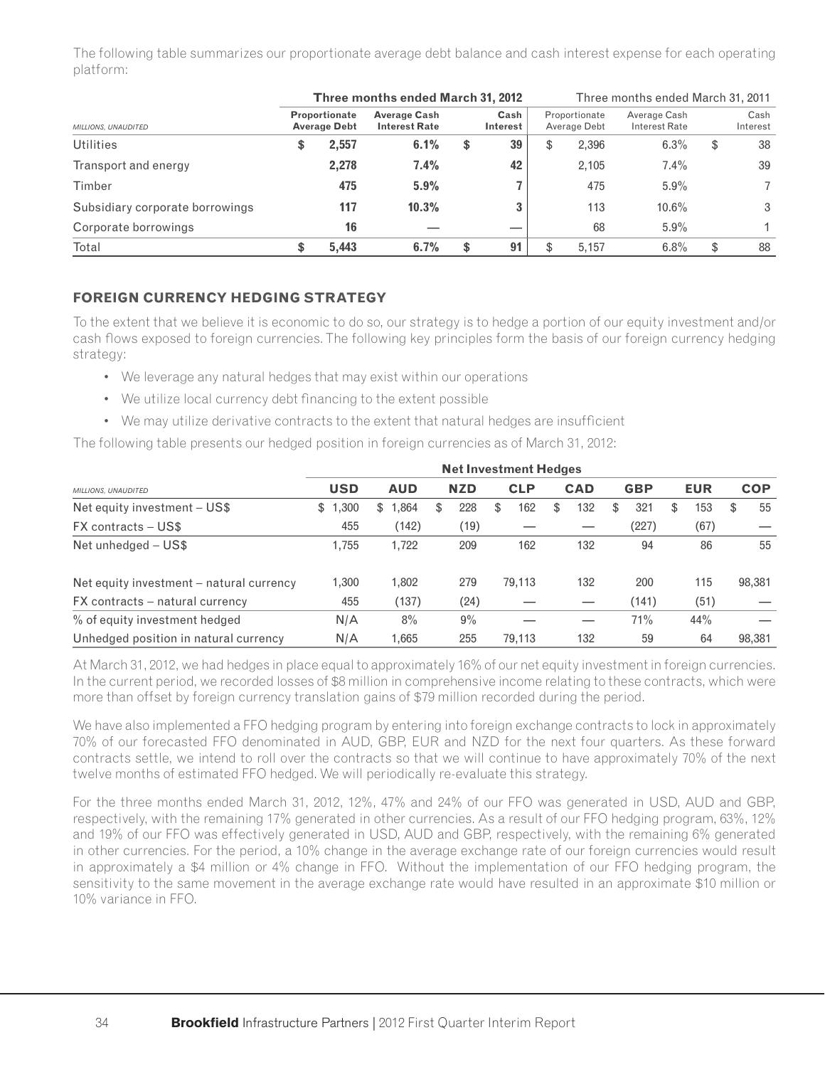The following table summarizes our proportionate average debt balance and cash interest expense for each operating platform:

| MILLIONS, UNAUDITED | Three months ended March 31, 2012 | | | Three months ended March 31, 2011 | | |
|---|---|---|---|---|---|---|
| | **Proportionate Average Debt** | **Average Cash Interest Rate** | **Cash Interest** | Proportionate Average Debt | Average Cash Interest Rate | Cash Interest |
| Utilities | **$ 2,557** | **6.1%** | **$ 39** | $ 2,396 | 6.3% | $ 38 |
| Transport and energy | **2,278** | **7.4%** | **42** | 2,105 | 7.4% | 39 |
| Timber | **475** | **5.9%** | **7** | 475 | 5.9% | 7 |
| Subsidiary corporate borrowings | **117** | **10.3%** | **3** | 113 | 10.6% | 3 |
| Corporate borrowings | **16** | **—** | **—** | 68 | 5.9% | 1 |
| Total | **$ 5,443** | **6.7%** | **$ 91** | $ 5,157 | 6.8% | $ 88 |

## FOREIGN CURRENCY HEDGING STRATEGY

To the extent that we believe it is economic to do so, our strategy is to hedge a portion of our equity investment and/or cash flows exposed to foreign currencies. The following key principles form the basis of our foreign currency hedging strategy:

- We leverage any natural hedges that may exist within our operations
- We utilize local currency debt financing to the extent possible
- We may utilize derivative contracts to the extent that natural hedges are insufficient

The following table presents our hedged position in foreign currencies as of March 31, 2012:

| MILLIONS, UNAUDITED | Net Investment Hedges | | | | | | | |
|---|---|---|---|---|---|---|---|---|
| | **USD** | **AUD** | **NZD** | **CLP** | **CAD** | **GBP** | **EUR** | **COP** |
| Net equity investment – US$ | $ 1,300 | $ 1,864 | $ 228 | $ 162 | $ 132 | $ 321 | $ 153 | $ 55 |
| FX contracts – US$ | 455 | (142) | (19) | — | — | (227) | (67) | — |
| Net unhedged – US$ | 1,755 | 1,722 | 209 | 162 | 132 | 94 | 86 | 55 |
| Net equity investment – natural currency | 1,300 | 1,802 | 279 | 79,113 | 132 | 200 | 115 | 98,381 |
| FX contracts – natural currency | 455 | (137) | (24) | — | — | (141) | (51) | — |
| % of equity investment hedged | N/A | 8% | 9% | — | — | 71% | 44% | — |
| Unhedged position in natural currency | N/A | 1,665 | 255 | 79,113 | 132 | 59 | 64 | 98,381 |

At March 31, 2012, we had hedges in place equal to approximately 16% of our net equity investment in foreign currencies. In the current period, we recorded losses of $8 million in comprehensive income relating to these contracts, which were more than offset by foreign currency translation gains of $79 million recorded during the period.

We have also implemented a FFO hedging program by entering into foreign exchange contracts to lock in approximately 70% of our forecasted FFO denominated in AUD, GBP, EUR and NZD for the next four quarters. As these forward contracts settle, we intend to roll over the contracts so that we will continue to have approximately 70% of the next twelve months of estimated FFO hedged. We will periodically re-evaluate this strategy.

For the three months ended March 31, 2012, 12%, 47% and 24% of our FFO was generated in USD, AUD and GBP, respectively, with the remaining 17% generated in other currencies. As a result of our FFO hedging program, 63%, 12% and 19% of our FFO was effectively generated in USD, AUD and GBP, respectively, with the remaining 6% generated in other currencies. For the period, a 10% change in the average exchange rate of our foreign currencies would result in approximately a $4 million or 4% change in FFO. Without the implementation of our FFO hedging program, the sensitivity to the same movement in the average exchange rate would have resulted in an approximate $10 million or 10% variance in FFO.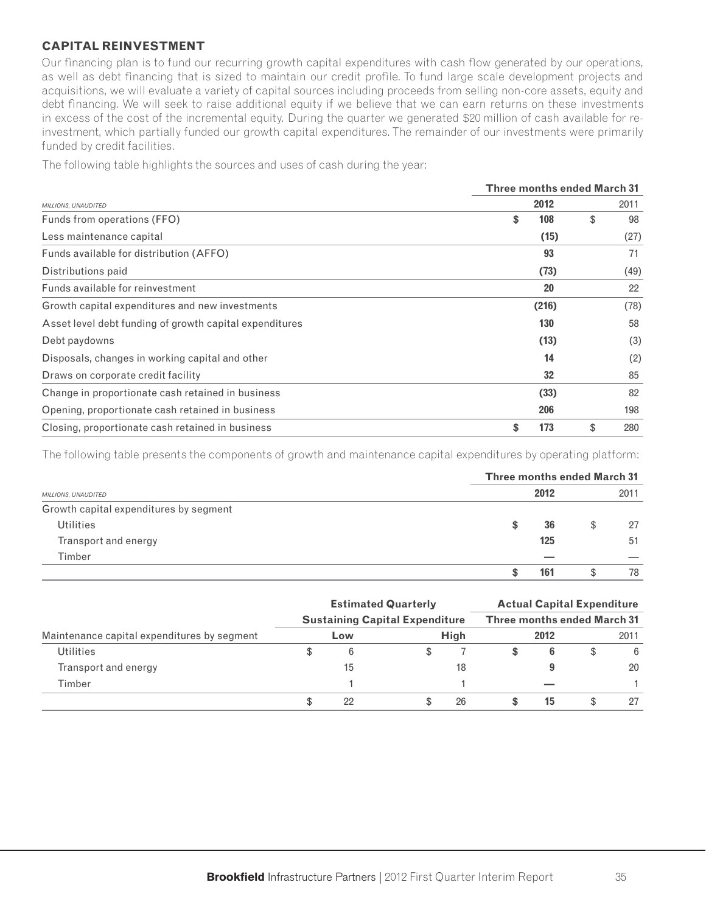## CAPITAL REINVESTMENT

Our financing plan is to fund our recurring growth capital expenditures with cash flow generated by our operations, as well as debt financing that is sized to maintain our credit profile. To fund large scale development projects and acquisitions, we will evaluate a variety of capital sources including proceeds from selling non-core assets, equity and debt financing. We will seek to raise additional equity if we believe that we can earn returns on these investments in excess of the cost of the incremental equity. During the quarter we generated $20 million of cash available for re-investment, which partially funded our growth capital expenditures. The remainder of our investments were primarily funded by credit facilities.

The following table highlights the sources and uses of cash during the year:

| *MILLIONS, UNAUDITED* | Three months ended March 31 | |
|---|---|---|
| | **2012** | 2011 |
| Funds from operations (FFO) | **$ 108** | $ 98 |
| Less maintenance capital | **(15)** | (27) |
| Funds available for distribution (AFFO) | **93** | 71 |
| Distributions paid | **(73)** | (49) |
| Funds available for reinvestment | **20** | 22 |
| Growth capital expenditures and new investments | **(216)** | (78) |
| Asset level debt funding of growth capital expenditures | **130** | 58 |
| Debt paydowns | **(13)** | (3) |
| Disposals, changes in working capital and other | **14** | (2) |
| Draws on corporate credit facility | **32** | 85 |
| Change in proportionate cash retained in business | **(33)** | 82 |
| Opening, proportionate cash retained in business | **206** | 198 |
| Closing, proportionate cash retained in business | **$ 173** | $ 280 |

The following table presents the components of growth and maintenance capital expenditures by operating platform:

| *MILLIONS, UNAUDITED* | Three months ended March 31 | |
|---|---|---|
| | **2012** | 2011 |
| Growth capital expenditures by segment | | |
| Utilities | **$ 36** | $ 27 |
| Transport and energy | **125** | 51 |
| Timber | **—** | — |
| | **$ 161** | $ 78 |

| | Estimated Quarterly Sustaining Capital Expenditure | | Actual Capital Expenditure Three months ended March 31 | |
|---|---|---|---|---|
| Maintenance capital expenditures by segment | Low | High | **2012** | 2011 |
| Utilities | $ 6 | $ 7 | **$ 6** | $ 6 |
| Transport and energy | 15 | 18 | **9** | 20 |
| Timber | 1 | 1 | **—** | 1 |
| | $ 22 | $ 26 | **$ 15** | $ 27 |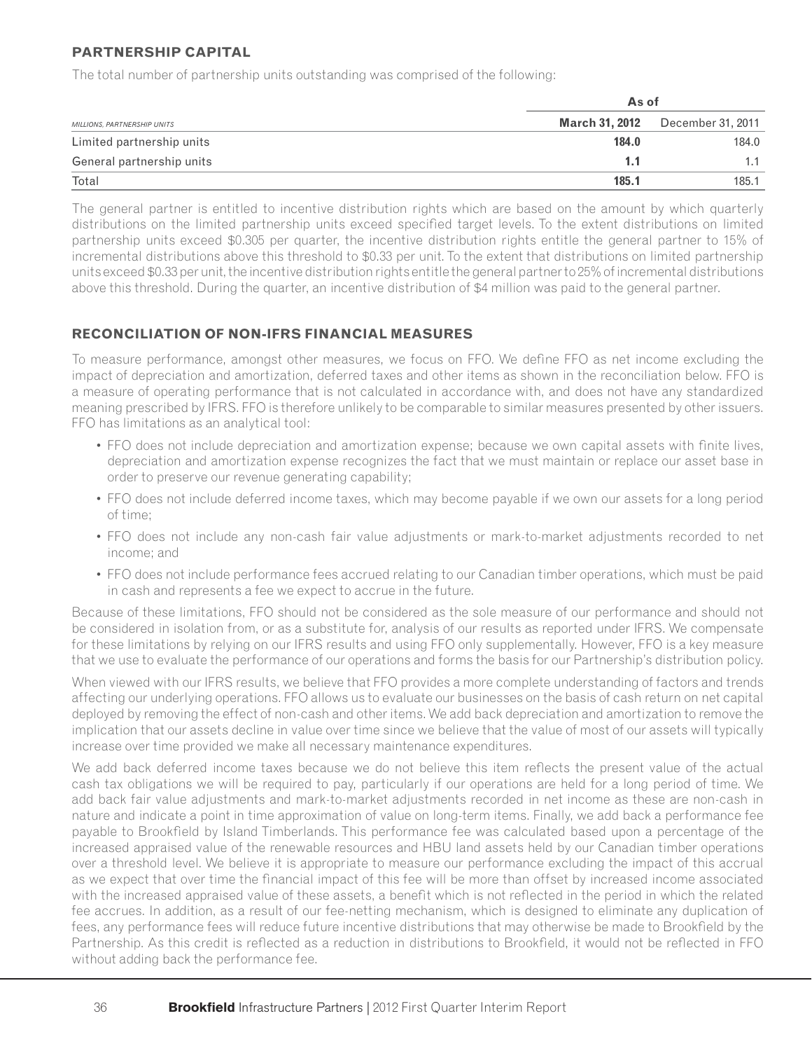## PARTNERSHIP CAPITAL

The total number of partnership units outstanding was comprised of the following:

| | As of | |
|---|---|---|
| *MILLIONS, PARTNERSHIP UNITS* | **March 31, 2012** | December 31, 2011 |
| Limited partnership units | **184.0** | 184.0 |
| General partnership units | **1.1** | 1.1 |
| Total | **185.1** | 185.1 |

The general partner is entitled to incentive distribution rights which are based on the amount by which quarterly distributions on the limited partnership units exceed specified target levels. To the extent distributions on limited partnership units exceed $0.305 per quarter, the incentive distribution rights entitle the general partner to 15% of incremental distributions above this threshold to $0.33 per unit. To the extent that distributions on limited partnership units exceed $0.33 per unit, the incentive distribution rights entitle the general partner to 25% of incremental distributions above this threshold. During the quarter, an incentive distribution of $4 million was paid to the general partner.

## RECONCILIATION OF NON-IFRS FINANCIAL MEASURES

To measure performance, amongst other measures, we focus on FFO. We define FFO as net income excluding the impact of depreciation and amortization, deferred taxes and other items as shown in the reconciliation below. FFO is a measure of operating performance that is not calculated in accordance with, and does not have any standardized meaning prescribed by IFRS. FFO is therefore unlikely to be comparable to similar measures presented by other issuers. FFO has limitations as an analytical tool:

- FFO does not include depreciation and amortization expense; because we own capital assets with finite lives, depreciation and amortization expense recognizes the fact that we must maintain or replace our asset base in order to preserve our revenue generating capability;
- FFO does not include deferred income taxes, which may become payable if we own our assets for a long period of time;
- FFO does not include any non-cash fair value adjustments or mark-to-market adjustments recorded to net income; and
- FFO does not include performance fees accrued relating to our Canadian timber operations, which must be paid in cash and represents a fee we expect to accrue in the future.

Because of these limitations, FFO should not be considered as the sole measure of our performance and should not be considered in isolation from, or as a substitute for, analysis of our results as reported under IFRS. We compensate for these limitations by relying on our IFRS results and using FFO only supplementally. However, FFO is a key measure that we use to evaluate the performance of our operations and forms the basis for our Partnership's distribution policy.

When viewed with our IFRS results, we believe that FFO provides a more complete understanding of factors and trends affecting our underlying operations. FFO allows us to evaluate our businesses on the basis of cash return on net capital deployed by removing the effect of non-cash and other items. We add back depreciation and amortization to remove the implication that our assets decline in value over time since we believe that the value of most of our assets will typically increase over time provided we make all necessary maintenance expenditures.

We add back deferred income taxes because we do not believe this item reflects the present value of the actual cash tax obligations we will be required to pay, particularly if our operations are held for a long period of time. We add back fair value adjustments and mark-to-market adjustments recorded in net income as these are non-cash in nature and indicate a point in time approximation of value on long-term items. Finally, we add back a performance fee payable to Brookfield by Island Timberlands. This performance fee was calculated based upon a percentage of the increased appraised value of the renewable resources and HBU land assets held by our Canadian timber operations over a threshold level. We believe it is appropriate to measure our performance excluding the impact of this accrual as we expect that over time the financial impact of this fee will be more than offset by increased income associated with the increased appraised value of these assets, a benefit which is not reflected in the period in which the related fee accrues. In addition, as a result of our fee-netting mechanism, which is designed to eliminate any duplication of fees, any performance fees will reduce future incentive distributions that may otherwise be made to Brookfield by the Partnership. As this credit is reflected as a reduction in distributions to Brookfield, it would not be reflected in FFO without adding back the performance fee.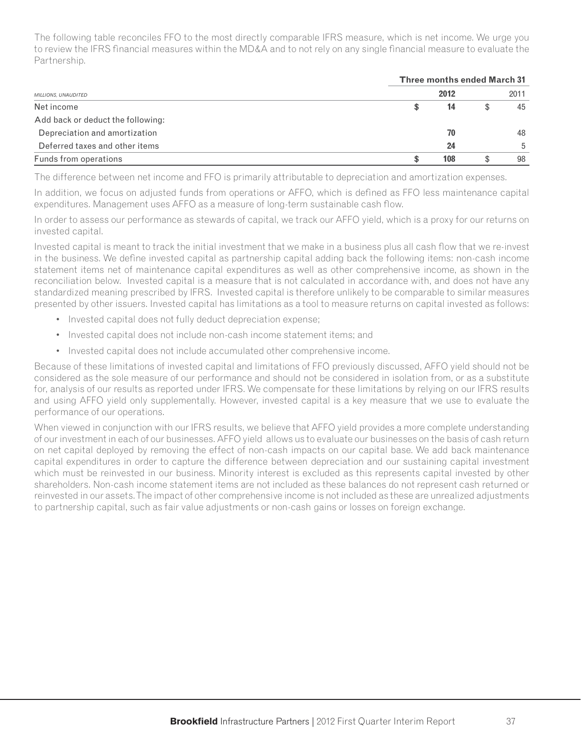The following table reconciles FFO to the most directly comparable IFRS measure, which is net income. We urge you to review the IFRS financial measures within the MD&A and to not rely on any single financial measure to evaluate the Partnership.

| *MILLIONS, UNAUDITED* | Three months ended March 31 | |
|---|---|---|
| | **2012** | 2011 |
| Net income | **$ 14** | $ 45 |
| Add back or deduct the following: | | |
| Depreciation and amortization | **70** | 48 |
| Deferred taxes and other items | **24** | 5 |
| Funds from operations | **$ 108** | $ 98 |

The difference between net income and FFO is primarily attributable to depreciation and amortization expenses.

In addition, we focus on adjusted funds from operations or AFFO, which is defined as FFO less maintenance capital expenditures. Management uses AFFO as a measure of long-term sustainable cash flow.

In order to assess our performance as stewards of capital, we track our AFFO yield, which is a proxy for our returns on invested capital.

Invested capital is meant to track the initial investment that we make in a business plus all cash flow that we re-invest in the business. We define invested capital as partnership capital adding back the following items: non-cash income statement items net of maintenance capital expenditures as well as other comprehensive income, as shown in the reconciliation below. Invested capital is a measure that is not calculated in accordance with, and does not have any standardized meaning prescribed by IFRS. Invested capital is therefore unlikely to be comparable to similar measures presented by other issuers. Invested capital has limitations as a tool to measure returns on capital invested as follows:

- Invested capital does not fully deduct depreciation expense;
- Invested capital does not include non-cash income statement items; and
- Invested capital does not include accumulated other comprehensive income.

Because of these limitations of invested capital and limitations of FFO previously discussed, AFFO yield should not be considered as the sole measure of our performance and should not be considered in isolation from, or as a substitute for, analysis of our results as reported under IFRS. We compensate for these limitations by relying on our IFRS results and using AFFO yield only supplementally. However, invested capital is a key measure that we use to evaluate the performance of our operations.

When viewed in conjunction with our IFRS results, we believe that AFFO yield provides a more complete understanding of our investment in each of our businesses. AFFO yield allows us to evaluate our businesses on the basis of cash return on net capital deployed by removing the effect of non-cash impacts on our capital base. We add back maintenance capital expenditures in order to capture the difference between depreciation and our sustaining capital investment which must be reinvested in our business. Minority interest is excluded as this represents capital invested by other shareholders. Non-cash income statement items are not included as these balances do not represent cash returned or reinvested in our assets. The impact of other comprehensive income is not included as these are unrealized adjustments to partnership capital, such as fair value adjustments or non-cash gains or losses on foreign exchange.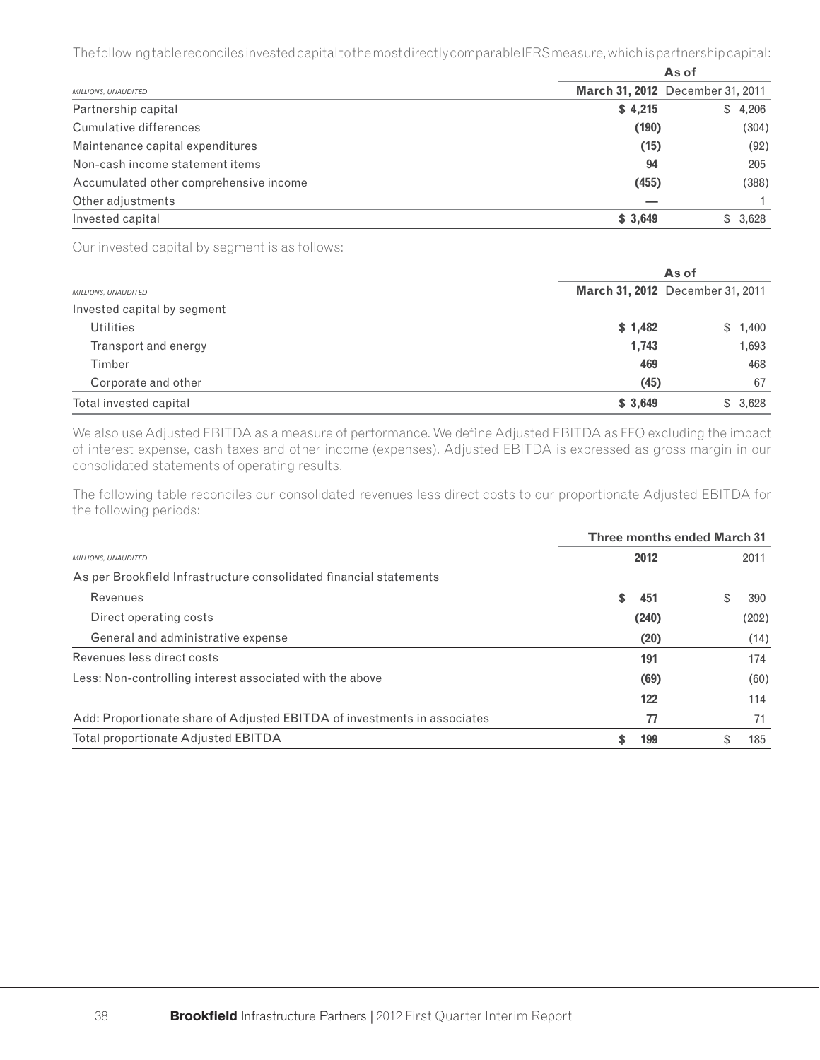The following table reconciles invested capital to the most directly comparable IFRS measure, which is partnership capital:

| MILLIONS, UNAUDITED | As of March 31, 2012 | As of December 31, 2011 |
|---|---|---|
| Partnership capital | **$ 4,215** | $ 4,206 |
| Cumulative differences | **(190)** | (304) |
| Maintenance capital expenditures | **(15)** | (92) |
| Non-cash income statement items | **94** | 205 |
| Accumulated other comprehensive income | **(455)** | (388) |
| Other adjustments | **—** | 1 |
| Invested capital | **$ 3,649** | $ 3,628 |

Our invested capital by segment is as follows:

| MILLIONS, UNAUDITED | As of March 31, 2012 | As of December 31, 2011 |
|---|---|---|
| Invested capital by segment | | |
| Utilities | **$ 1,482** | $ 1,400 |
| Transport and energy | **1,743** | 1,693 |
| Timber | **469** | 468 |
| Corporate and other | **(45)** | 67 |
| Total invested capital | **$ 3,649** | $ 3,628 |

We also use Adjusted EBITDA as a measure of performance. We define Adjusted EBITDA as FFO excluding the impact of interest expense, cash taxes and other income (expenses). Adjusted EBITDA is expressed as gross margin in our consolidated statements of operating results.

The following table reconciles our consolidated revenues less direct costs to our proportionate Adjusted EBITDA for the following periods:

| MILLIONS, UNAUDITED | Three months ended March 31 2012 | 2011 |
|---|---|---|
| As per Brookfield Infrastructure consolidated financial statements | | |
| Revenues | **$ 451** | $ 390 |
| Direct operating costs | **(240)** | (202) |
| General and administrative expense | **(20)** | (14) |
| Revenues less direct costs | **191** | 174 |
| Less: Non-controlling interest associated with the above | **(69)** | (60) |
| | **122** | 114 |
| Add: Proportionate share of Adjusted EBITDA of investments in associates | **77** | 71 |
| Total proportionate Adjusted EBITDA | **$ 199** | $ 185 |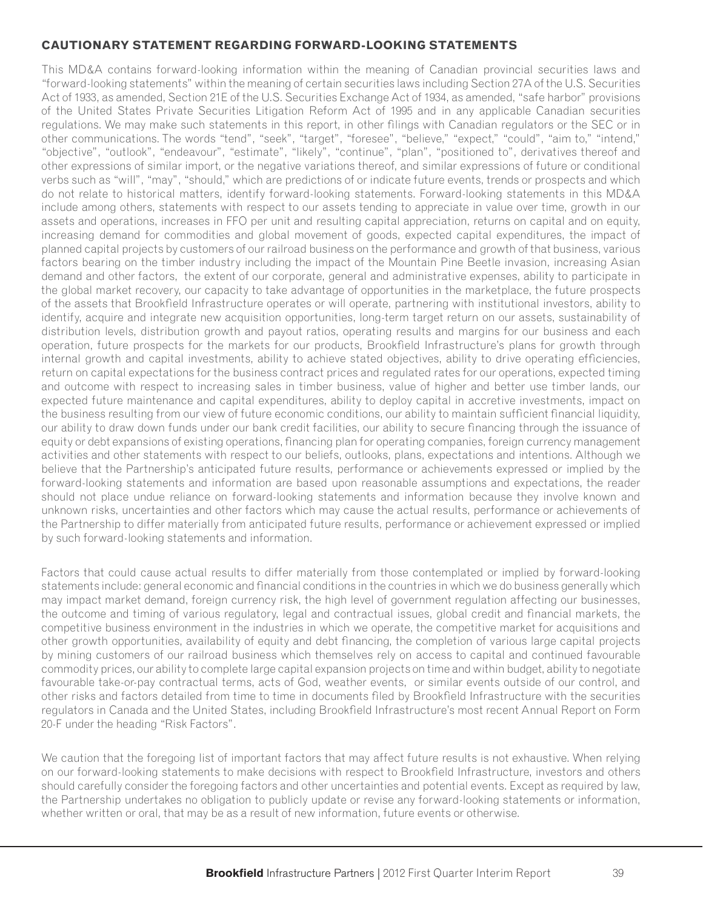## CAUTIONARY STATEMENT REGARDING FORWARD-LOOKING STATEMENTS

This MD&A contains forward-looking information within the meaning of Canadian provincial securities laws and "forward-looking statements" within the meaning of certain securities laws including Section 27A of the U.S. Securities Act of 1933, as amended, Section 21E of the U.S. Securities Exchange Act of 1934, as amended, "safe harbor" provisions of the United States Private Securities Litigation Reform Act of 1995 and in any applicable Canadian securities regulations. We may make such statements in this report, in other filings with Canadian regulators or the SEC or in other communications. The words "tend", "seek", "target", "foresee", "believe," "expect," "could", "aim to," "intend," "objective", "outlook", "endeavour", "estimate", "likely", "continue", "plan", "positioned to", derivatives thereof and other expressions of similar import, or the negative variations thereof, and similar expressions of future or conditional verbs such as "will", "may", "should," which are predictions of or indicate future events, trends or prospects and which do not relate to historical matters, identify forward-looking statements. Forward-looking statements in this MD&A include among others, statements with respect to our assets tending to appreciate in value over time, growth in our assets and operations, increases in FFO per unit and resulting capital appreciation, returns on capital and on equity, increasing demand for commodities and global movement of goods, expected capital expenditures, the impact of planned capital projects by customers of our railroad business on the performance and growth of that business, various factors bearing on the timber industry including the impact of the Mountain Pine Beetle invasion, increasing Asian demand and other factors, the extent of our corporate, general and administrative expenses, ability to participate in the global market recovery, our capacity to take advantage of opportunities in the marketplace, the future prospects of the assets that Brookfield Infrastructure operates or will operate, partnering with institutional investors, ability to identify, acquire and integrate new acquisition opportunities, long-term target return on our assets, sustainability of distribution levels, distribution growth and payout ratios, operating results and margins for our business and each operation, future prospects for the markets for our products, Brookfield Infrastructure's plans for growth through internal growth and capital investments, ability to achieve stated objectives, ability to drive operating efficiencies, return on capital expectations for the business contract prices and regulated rates for our operations, expected timing and outcome with respect to increasing sales in timber business, value of higher and better use timber lands, our expected future maintenance and capital expenditures, ability to deploy capital in accretive investments, impact on the business resulting from our view of future economic conditions, our ability to maintain sufficient financial liquidity, our ability to draw down funds under our bank credit facilities, our ability to secure financing through the issuance of equity or debt expansions of existing operations, financing plan for operating companies, foreign currency management activities and other statements with respect to our beliefs, outlooks, plans, expectations and intentions. Although we believe that the Partnership's anticipated future results, performance or achievements expressed or implied by the forward-looking statements and information are based upon reasonable assumptions and expectations, the reader should not place undue reliance on forward-looking statements and information because they involve known and unknown risks, uncertainties and other factors which may cause the actual results, performance or achievements of the Partnership to differ materially from anticipated future results, performance or achievement expressed or implied by such forward-looking statements and information.

Factors that could cause actual results to differ materially from those contemplated or implied by forward-looking statements include: general economic and financial conditions in the countries in which we do business generally which may impact market demand, foreign currency risk, the high level of government regulation affecting our businesses, the outcome and timing of various regulatory, legal and contractual issues, global credit and financial markets, the competitive business environment in the industries in which we operate, the competitive market for acquisitions and other growth opportunities, availability of equity and debt financing, the completion of various large capital projects by mining customers of our railroad business which themselves rely on access to capital and continued favourable commodity prices, our ability to complete large capital expansion projects on time and within budget, ability to negotiate favourable take-or-pay contractual terms, acts of God, weather events, or similar events outside of our control, and other risks and factors detailed from time to time in documents filed by Brookfield Infrastructure with the securities regulators in Canada and the United States, including Brookfield Infrastructure's most recent Annual Report on Form 20-F under the heading "Risk Factors".

We caution that the foregoing list of important factors that may affect future results is not exhaustive. When relying on our forward-looking statements to make decisions with respect to Brookfield Infrastructure, investors and others should carefully consider the foregoing factors and other uncertainties and potential events. Except as required by law, the Partnership undertakes no obligation to publicly update or revise any forward-looking statements or information, whether written or oral, that may be as a result of new information, future events or otherwise.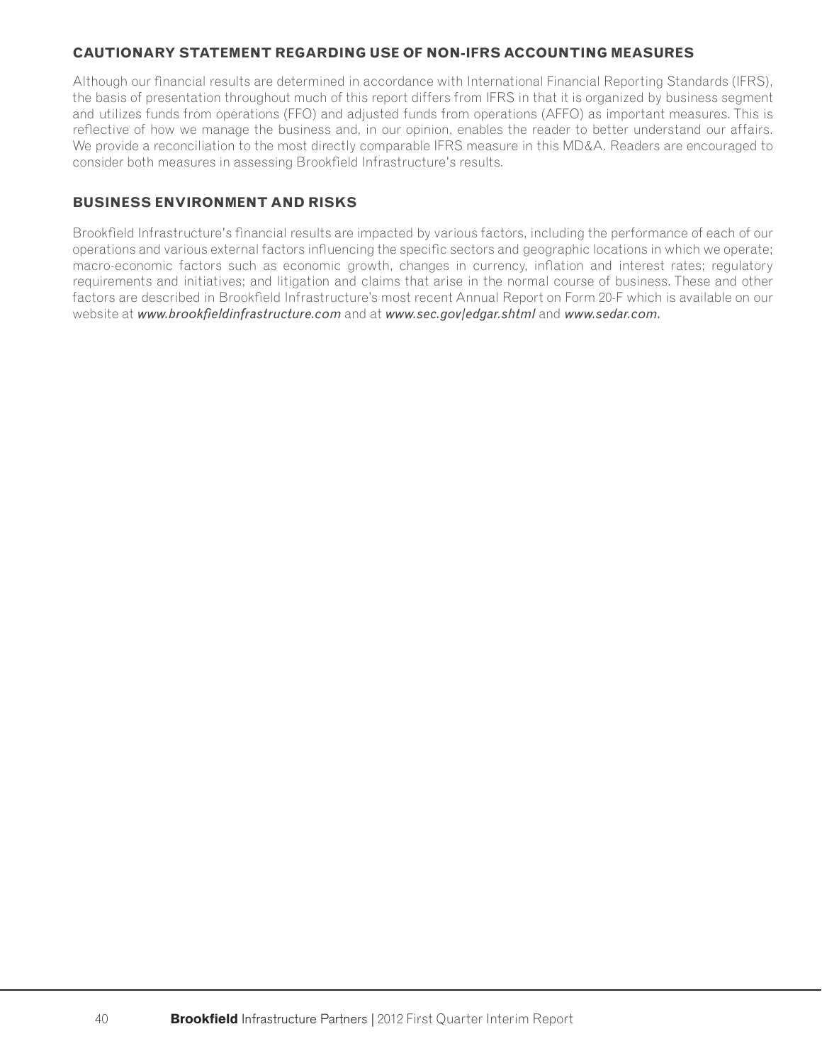## CAUTIONARY STATEMENT REGARDING USE OF NON-IFRS ACCOUNTING MEASURES

Although our financial results are determined in accordance with International Financial Reporting Standards (IFRS), the basis of presentation throughout much of this report differs from IFRS in that it is organized by business segment and utilizes funds from operations (FFO) and adjusted funds from operations (AFFO) as important measures. This is reflective of how we manage the business and, in our opinion, enables the reader to better understand our affairs. We provide a reconciliation to the most directly comparable IFRS measure in this MD&A. Readers are encouraged to consider both measures in assessing Brookfield Infrastructure's results.

## BUSINESS ENVIRONMENT AND RISKS

Brookfield Infrastructure's financial results are impacted by various factors, including the performance of each of our operations and various external factors influencing the specific sectors and geographic locations in which we operate; macro-economic factors such as economic growth, changes in currency, inflation and interest rates; regulatory requirements and initiatives; and litigation and claims that arise in the normal course of business. These and other factors are described in Brookfield Infrastructure's most recent Annual Report on Form 20-F which is available on our website at *www.brookfieldinfrastructure.com* and at *www.sec.gov/edgar.shtml* and *www.sedar.com.*